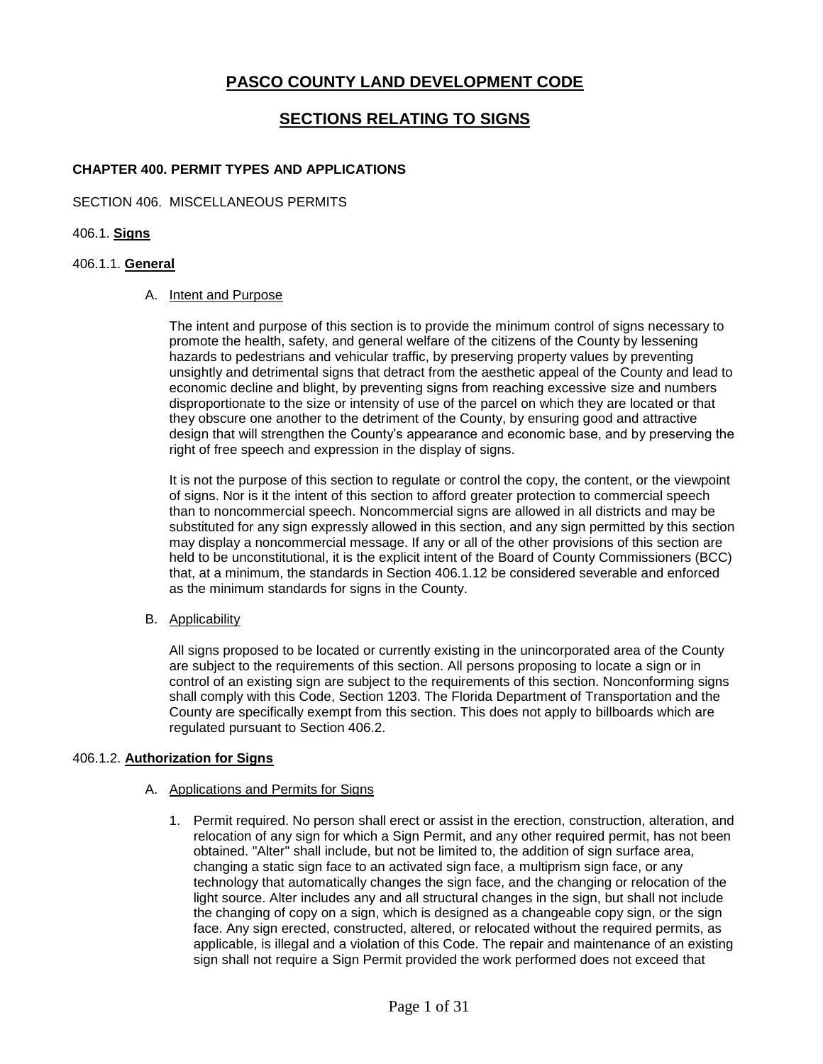# PASCO COUNTY LAND DEVELOPMENT CODE

## SECTIONS RELATING TO SIGNS

**CHAPTER 400. PERMIT TYPES AND APPLICATIONS**

SECTION 406. MISCELLANEOUS PERMITS

406.1. **Signs**

406.1.1. **General**

A. Intent and Purpose

The intent and purpose of this section is to provide the minimum control of signs necessary to promote the health, safety, and general welfare of the citizens of the County by lessening hazards to pedestrians and vehicular traffic, by preserving property values by preventing unsightly and detrimental signs that detract from the aesthetic appeal of the County and lead to economic decline and blight, by preventing signs from reaching excessive size and numbers disproportionate to the size or intensity of use of the parcel on which they are located or that they obscure one another to the detriment of the County, by ensuring good and attractive design that will strengthen the County's appearance and economic base, and by preserving the right of free speech and expression in the display of signs.

It is not the purpose of this section to regulate or control the copy, the content, or the viewpoint of signs. Nor is it the intent of this section to afford greater protection to commercial speech than to noncommercial speech. Noncommercial signs are allowed in all districts and may be substituted for any sign expressly allowed in this section, and any sign permitted by this section may display a noncommercial message. If any or all of the other provisions of this section are held to be unconstitutional, it is the explicit intent of the Board of County Commissioners (BCC) that, at a minimum, the standards in Section 406.1.12 be considered severable and enforced as the minimum standards for signs in the County.

B. Applicability

All signs proposed to be located or currently existing in the unincorporated area of the County are subject to the requirements of this section. All persons proposing to locate a sign or in control of an existing sign are subject to the requirements of this section. Nonconforming signs shall comply with this Code, Section 1203. The Florida Department of Transportation and the County are specifically exempt from this section. This does not apply to billboards which are regulated pursuant to Section 406.2.

406.1.2. **Authorization for Signs**

A. Applications and Permits for Signs

1. Permit required. No person shall erect or assist in the erection, construction, alteration, and relocation of any sign for which a Sign Permit, and any other required permit, has not been obtained. "Alter" shall include, but not be limited to, the addition of sign surface area, changing a static sign face to an activated sign face, a multiprism sign face, or any technology that automatically changes the sign face, and the changing or relocation of the light source. Alter includes any and all structural changes in the sign, but shall not include the changing of copy on a sign, which is designed as a changeable copy sign, or the sign face. Any sign erected, constructed, altered, or relocated without the required permits, as applicable, is illegal and a violation of this Code. The repair and maintenance of an existing sign shall not require a Sign Permit provided the work performed does not exceed that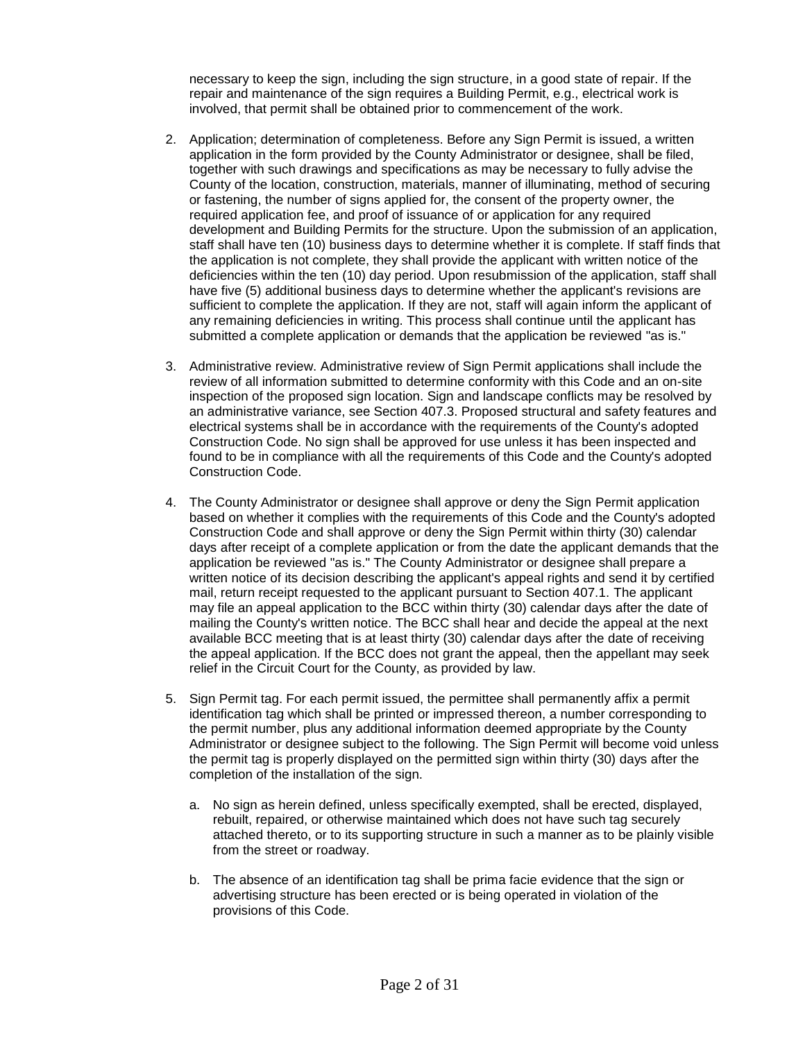necessary to keep the sign, including the sign structure, in a good state of repair. If the repair and maintenance of the sign requires a Building Permit, e.g., electrical work is involved, that permit shall be obtained prior to commencement of the work.

2. Application; determination of completeness. Before any Sign Permit is issued, a written application in the form provided by the County Administrator or designee, shall be filed, together with such drawings and specifications as may be necessary to fully advise the County of the location, construction, materials, manner of illuminating, method of securing or fastening, the number of signs applied for, the consent of the property owner, the required application fee, and proof of issuance of or application for any required development and Building Permits for the structure. Upon the submission of an application, staff shall have ten (10) business days to determine whether it is complete. If staff finds that the application is not complete, they shall provide the applicant with written notice of the deficiencies within the ten (10) day period. Upon resubmission of the application, staff shall have five (5) additional business days to determine whether the applicant's revisions are sufficient to complete the application. If they are not, staff will again inform the applicant of any remaining deficiencies in writing. This process shall continue until the applicant has submitted a complete application or demands that the application be reviewed "as is."

3. Administrative review. Administrative review of Sign Permit applications shall include the review of all information submitted to determine conformity with this Code and an on-site inspection of the proposed sign location. Sign and landscape conflicts may be resolved by an administrative variance, see Section 407.3. Proposed structural and safety features and electrical systems shall be in accordance with the requirements of the County's adopted Construction Code. No sign shall be approved for use unless it has been inspected and found to be in compliance with all the requirements of this Code and the County's adopted Construction Code.

4. The County Administrator or designee shall approve or deny the Sign Permit application based on whether it complies with the requirements of this Code and the County's adopted Construction Code and shall approve or deny the Sign Permit within thirty (30) calendar days after receipt of a complete application or from the date the applicant demands that the application be reviewed "as is." The County Administrator or designee shall prepare a written notice of its decision describing the applicant's appeal rights and send it by certified mail, return receipt requested to the applicant pursuant to Section 407.1. The applicant may file an appeal application to the BCC within thirty (30) calendar days after the date of mailing the County's written notice. The BCC shall hear and decide the appeal at the next available BCC meeting that is at least thirty (30) calendar days after the date of receiving the appeal application. If the BCC does not grant the appeal, then the appellant may seek relief in the Circuit Court for the County, as provided by law.

5. Sign Permit tag. For each permit issued, the permittee shall permanently affix a permit identification tag which shall be printed or impressed thereon, a number corresponding to the permit number, plus any additional information deemed appropriate by the County Administrator or designee subject to the following. The Sign Permit will become void unless the permit tag is properly displayed on the permitted sign within thirty (30) days after the completion of the installation of the sign.

   a. No sign as herein defined, unless specifically exempted, shall be erected, displayed, rebuilt, repaired, or otherwise maintained which does not have such tag securely attached thereto, or to its supporting structure in such a manner as to be plainly visible from the street or roadway.

   b. The absence of an identification tag shall be prima facie evidence that the sign or advertising structure has been erected or is being operated in violation of the provisions of this Code.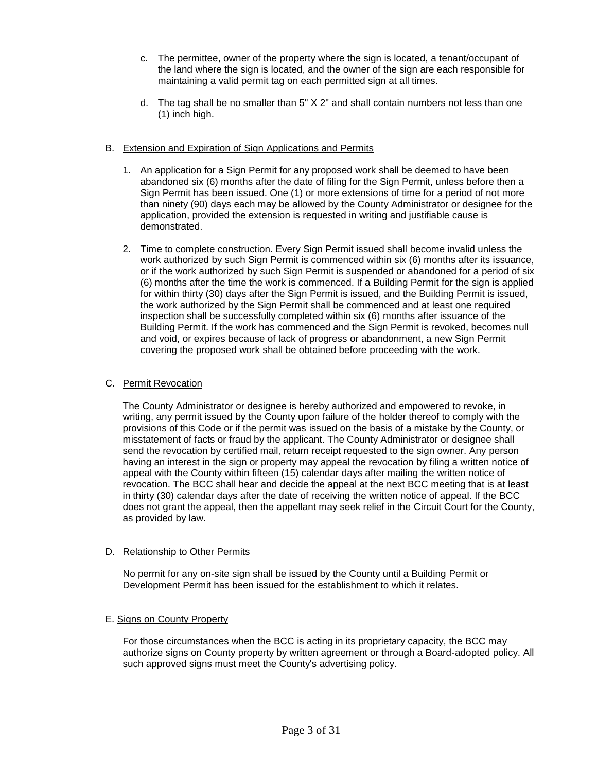c. The permittee, owner of the property where the sign is located, a tenant/occupant of the land where the sign is located, and the owner of the sign are each responsible for maintaining a valid permit tag on each permitted sign at all times.

d. The tag shall be no smaller than 5" X 2" and shall contain numbers not less than one (1) inch high.

B. Extension and Expiration of Sign Applications and Permits

1. An application for a Sign Permit for any proposed work shall be deemed to have been abandoned six (6) months after the date of filing for the Sign Permit, unless before then a Sign Permit has been issued. One (1) or more extensions of time for a period of not more than ninety (90) days each may be allowed by the County Administrator or designee for the application, provided the extension is requested in writing and justifiable cause is demonstrated.

2. Time to complete construction. Every Sign Permit issued shall become invalid unless the work authorized by such Sign Permit is commenced within six (6) months after its issuance, or if the work authorized by such Sign Permit is suspended or abandoned for a period of six (6) months after the time the work is commenced. If a Building Permit for the sign is applied for within thirty (30) days after the Sign Permit is issued, and the Building Permit is issued, the work authorized by the Sign Permit shall be commenced and at least one required inspection shall be successfully completed within six (6) months after issuance of the Building Permit. If the work has commenced and the Sign Permit is revoked, becomes null and void, or expires because of lack of progress or abandonment, a new Sign Permit covering the proposed work shall be obtained before proceeding with the work.

C. Permit Revocation

The County Administrator or designee is hereby authorized and empowered to revoke, in writing, any permit issued by the County upon failure of the holder thereof to comply with the provisions of this Code or if the permit was issued on the basis of a mistake by the County, or misstatement of facts or fraud by the applicant. The County Administrator or designee shall send the revocation by certified mail, return receipt requested to the sign owner. Any person having an interest in the sign or property may appeal the revocation by filing a written notice of appeal with the County within fifteen (15) calendar days after mailing the written notice of revocation. The BCC shall hear and decide the appeal at the next BCC meeting that is at least in thirty (30) calendar days after the date of receiving the written notice of appeal. If the BCC does not grant the appeal, then the appellant may seek relief in the Circuit Court for the County, as provided by law.

D. Relationship to Other Permits

No permit for any on-site sign shall be issued by the County until a Building Permit or Development Permit has been issued for the establishment to which it relates.

E. Signs on County Property

For those circumstances when the BCC is acting in its proprietary capacity, the BCC may authorize signs on County property by written agreement or through a Board-adopted policy. All such approved signs must meet the County's advertising policy.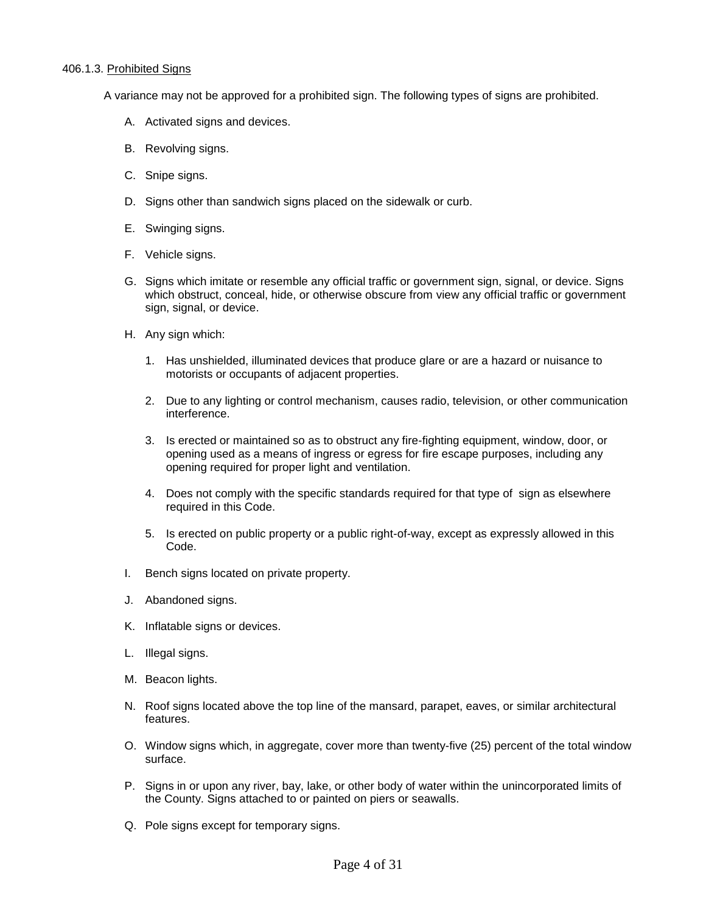406.1.3. Prohibited Signs

A variance may not be approved for a prohibited sign. The following types of signs are prohibited.

A. Activated signs and devices.

B. Revolving signs.

C. Snipe signs.

D. Signs other than sandwich signs placed on the sidewalk or curb.

E. Swinging signs.

F. Vehicle signs.

G. Signs which imitate or resemble any official traffic or government sign, signal, or device. Signs which obstruct, conceal, hide, or otherwise obscure from view any official traffic or government sign, signal, or device.

H. Any sign which:

   1. Has unshielded, illuminated devices that produce glare or are a hazard or nuisance to motorists or occupants of adjacent properties.

   2. Due to any lighting or control mechanism, causes radio, television, or other communication interference.

   3. Is erected or maintained so as to obstruct any fire-fighting equipment, window, door, or opening used as a means of ingress or egress for fire escape purposes, including any opening required for proper light and ventilation.

   4. Does not comply with the specific standards required for that type of sign as elsewhere required in this Code.

   5. Is erected on public property or a public right-of-way, except as expressly allowed in this Code.

I. Bench signs located on private property.

J. Abandoned signs.

K. Inflatable signs or devices.

L. Illegal signs.

M. Beacon lights.

N. Roof signs located above the top line of the mansard, parapet, eaves, or similar architectural features.

O. Window signs which, in aggregate, cover more than twenty-five (25) percent of the total window surface.

P. Signs in or upon any river, bay, lake, or other body of water within the unincorporated limits of the County. Signs attached to or painted on piers or seawalls.

Q. Pole signs except for temporary signs.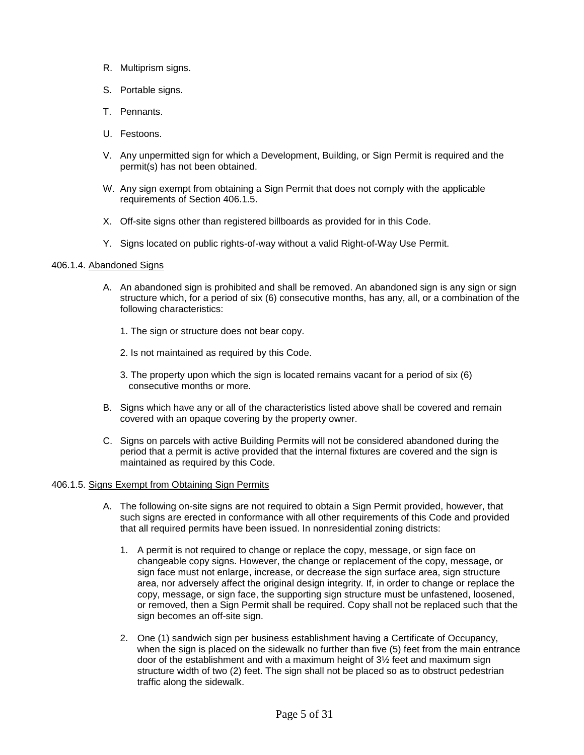R. Multiprism signs.

S. Portable signs.

T. Pennants.

U. Festoons.

V. Any unpermitted sign for which a Development, Building, or Sign Permit is required and the permit(s) has not been obtained.

W. Any sign exempt from obtaining a Sign Permit that does not comply with the applicable requirements of Section 406.1.5.

X. Off-site signs other than registered billboards as provided for in this Code.

Y. Signs located on public rights-of-way without a valid Right-of-Way Use Permit.

406.1.4. Abandoned Signs

A. An abandoned sign is prohibited and shall be removed. An abandoned sign is any sign or sign structure which, for a period of six (6) consecutive months, has any, all, or a combination of the following characteristics:

   1. The sign or structure does not bear copy.

   2. Is not maintained as required by this Code.

   3. The property upon which the sign is located remains vacant for a period of six (6) consecutive months or more.

B. Signs which have any or all of the characteristics listed above shall be covered and remain covered with an opaque covering by the property owner.

C. Signs on parcels with active Building Permits will not be considered abandoned during the period that a permit is active provided that the internal fixtures are covered and the sign is maintained as required by this Code.

406.1.5. Signs Exempt from Obtaining Sign Permits

A. The following on-site signs are not required to obtain a Sign Permit provided, however, that such signs are erected in conformance with all other requirements of this Code and provided that all required permits have been issued. In nonresidential zoning districts:

   1. A permit is not required to change or replace the copy, message, or sign face on changeable copy signs. However, the change or replacement of the copy, message, or sign face must not enlarge, increase, or decrease the sign surface area, sign structure area, nor adversely affect the original design integrity. If, in order to change or replace the copy, message, or sign face, the supporting sign structure must be unfastened, loosened, or removed, then a Sign Permit shall be required. Copy shall not be replaced such that the sign becomes an off-site sign.

   2. One (1) sandwich sign per business establishment having a Certificate of Occupancy, when the sign is placed on the sidewalk no further than five (5) feet from the main entrance door of the establishment and with a maximum height of 3½ feet and maximum sign structure width of two (2) feet. The sign shall not be placed so as to obstruct pedestrian traffic along the sidewalk.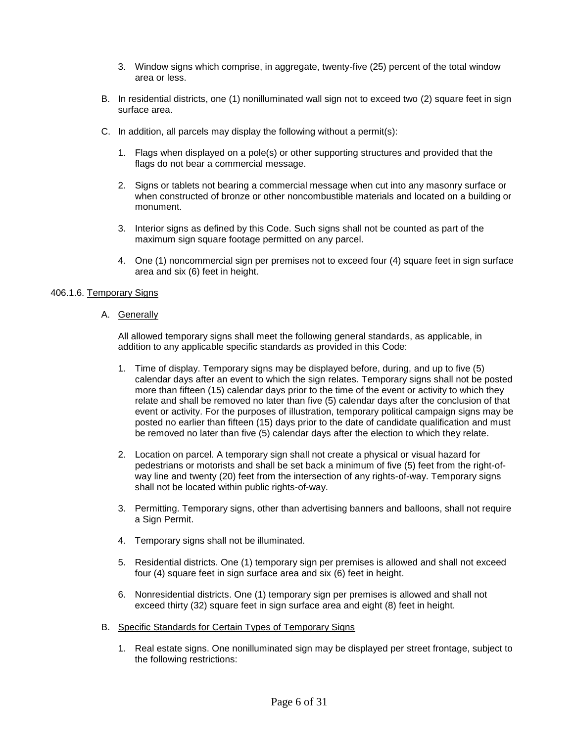3. Window signs which comprise, in aggregate, twenty-five (25) percent of the total window area or less.

B. In residential districts, one (1) nonilluminated wall sign not to exceed two (2) square feet in sign surface area.

C. In addition, all parcels may display the following without a permit(s):

1. Flags when displayed on a pole(s) or other supporting structures and provided that the flags do not bear a commercial message.

2. Signs or tablets not bearing a commercial message when cut into any masonry surface or when constructed of bronze or other noncombustible materials and located on a building or monument.

3. Interior signs as defined by this Code. Such signs shall not be counted as part of the maximum sign square footage permitted on any parcel.

4. One (1) noncommercial sign per premises not to exceed four (4) square feet in sign surface area and six (6) feet in height.

406.1.6. <u>Temporary Signs</u>

A. <u>Generally</u>

All allowed temporary signs shall meet the following general standards, as applicable, in addition to any applicable specific standards as provided in this Code:

1. Time of display. Temporary signs may be displayed before, during, and up to five (5) calendar days after an event to which the sign relates. Temporary signs shall not be posted more than fifteen (15) calendar days prior to the time of the event or activity to which they relate and shall be removed no later than five (5) calendar days after the conclusion of that event or activity. For the purposes of illustration, temporary political campaign signs may be posted no earlier than fifteen (15) days prior to the date of candidate qualification and must be removed no later than five (5) calendar days after the election to which they relate.

2. Location on parcel. A temporary sign shall not create a physical or visual hazard for pedestrians or motorists and shall be set back a minimum of five (5) feet from the right-of-way line and twenty (20) feet from the intersection of any rights-of-way. Temporary signs shall not be located within public rights-of-way.

3. Permitting. Temporary signs, other than advertising banners and balloons, shall not require a Sign Permit.

4. Temporary signs shall not be illuminated.

5. Residential districts. One (1) temporary sign per premises is allowed and shall not exceed four (4) square feet in sign surface area and six (6) feet in height.

6. Nonresidential districts. One (1) temporary sign per premises is allowed and shall not exceed thirty (32) square feet in sign surface area and eight (8) feet in height.

B. <u>Specific Standards for Certain Types of Temporary Signs</u>

1. Real estate signs. One nonilluminated sign may be displayed per street frontage, subject to the following restrictions: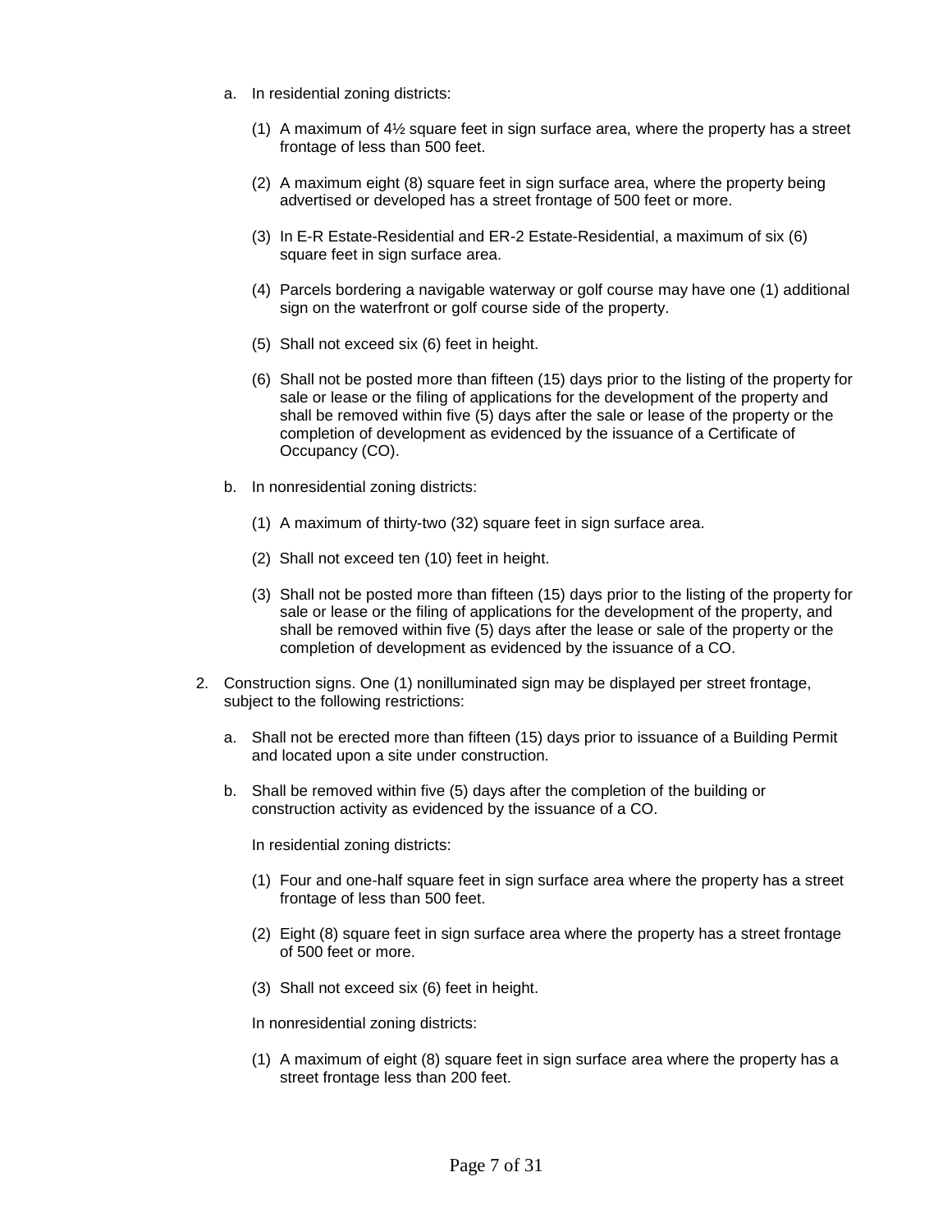a. In residential zoning districts:

   (1) A maximum of 4½ square feet in sign surface area, where the property has a street frontage of less than 500 feet.

   (2) A maximum eight (8) square feet in sign surface area, where the property being advertised or developed has a street frontage of 500 feet or more.

   (3) In E-R Estate-Residential and ER-2 Estate-Residential, a maximum of six (6) square feet in sign surface area.

   (4) Parcels bordering a navigable waterway or golf course may have one (1) additional sign on the waterfront or golf course side of the property.

   (5) Shall not exceed six (6) feet in height.

   (6) Shall not be posted more than fifteen (15) days prior to the listing of the property for sale or lease or the filing of applications for the development of the property and shall be removed within five (5) days after the sale or lease of the property or the completion of development as evidenced by the issuance of a Certificate of Occupancy (CO).

b. In nonresidential zoning districts:

   (1) A maximum of thirty-two (32) square feet in sign surface area.

   (2) Shall not exceed ten (10) feet in height.

   (3) Shall not be posted more than fifteen (15) days prior to the listing of the property for sale or lease or the filing of applications for the development of the property, and shall be removed within five (5) days after the lease or sale of the property or the completion of development as evidenced by the issuance of a CO.

2. Construction signs. One (1) nonilluminated sign may be displayed per street frontage, subject to the following restrictions:

   a. Shall not be erected more than fifteen (15) days prior to issuance of a Building Permit and located upon a site under construction.

   b. Shall be removed within five (5) days after the completion of the building or construction activity as evidenced by the issuance of a CO.

      In residential zoning districts:

      (1) Four and one-half square feet in sign surface area where the property has a street frontage of less than 500 feet.

      (2) Eight (8) square feet in sign surface area where the property has a street frontage of 500 feet or more.

      (3) Shall not exceed six (6) feet in height.

      In nonresidential zoning districts:

      (1) A maximum of eight (8) square feet in sign surface area where the property has a street frontage less than 200 feet.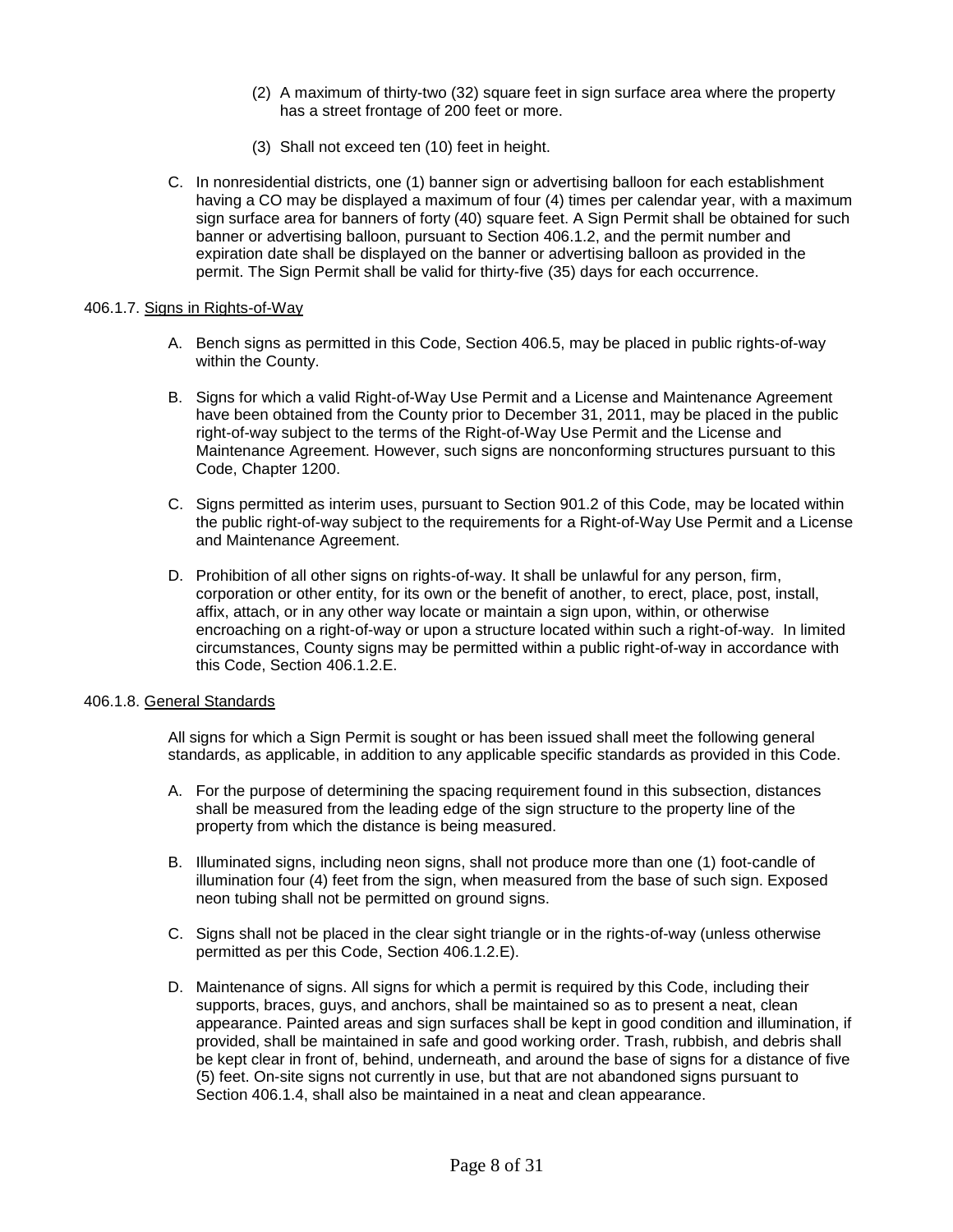(2) A maximum of thirty-two (32) square feet in sign surface area where the property has a street frontage of 200 feet or more.

(3) Shall not exceed ten (10) feet in height.

C. In nonresidential districts, one (1) banner sign or advertising balloon for each establishment having a CO may be displayed a maximum of four (4) times per calendar year, with a maximum sign surface area for banners of forty (40) square feet. A Sign Permit shall be obtained for such banner or advertising balloon, pursuant to Section 406.1.2, and the permit number and expiration date shall be displayed on the banner or advertising balloon as provided in the permit. The Sign Permit shall be valid for thirty-five (35) days for each occurrence.

406.1.7. <u>Signs in Rights-of-Way</u>

A. Bench signs as permitted in this Code, Section 406.5, may be placed in public rights-of-way within the County.

B. Signs for which a valid Right-of-Way Use Permit and a License and Maintenance Agreement have been obtained from the County prior to December 31, 2011, may be placed in the public right-of-way subject to the terms of the Right-of-Way Use Permit and the License and Maintenance Agreement. However, such signs are nonconforming structures pursuant to this Code, Chapter 1200.

C. Signs permitted as interim uses, pursuant to Section 901.2 of this Code, may be located within the public right-of-way subject to the requirements for a Right-of-Way Use Permit and a License and Maintenance Agreement.

D. Prohibition of all other signs on rights-of-way. It shall be unlawful for any person, firm, corporation or other entity, for its own or the benefit of another, to erect, place, post, install, affix, attach, or in any other way locate or maintain a sign upon, within, or otherwise encroaching on a right-of-way or upon a structure located within such a right-of-way. In limited circumstances, County signs may be permitted within a public right-of-way in accordance with this Code, Section 406.1.2.E.

406.1.8. <u>General Standards</u>

All signs for which a Sign Permit is sought or has been issued shall meet the following general standards, as applicable, in addition to any applicable specific standards as provided in this Code.

A. For the purpose of determining the spacing requirement found in this subsection, distances shall be measured from the leading edge of the sign structure to the property line of the property from which the distance is being measured.

B. Illuminated signs, including neon signs, shall not produce more than one (1) foot-candle of illumination four (4) feet from the sign, when measured from the base of such sign. Exposed neon tubing shall not be permitted on ground signs.

C. Signs shall not be placed in the clear sight triangle or in the rights-of-way (unless otherwise permitted as per this Code, Section 406.1.2.E).

D. Maintenance of signs. All signs for which a permit is required by this Code, including their supports, braces, guys, and anchors, shall be maintained so as to present a neat, clean appearance. Painted areas and sign surfaces shall be kept in good condition and illumination, if provided, shall be maintained in safe and good working order. Trash, rubbish, and debris shall be kept clear in front of, behind, underneath, and around the base of signs for a distance of five (5) feet. On-site signs not currently in use, but that are not abandoned signs pursuant to Section 406.1.4, shall also be maintained in a neat and clean appearance.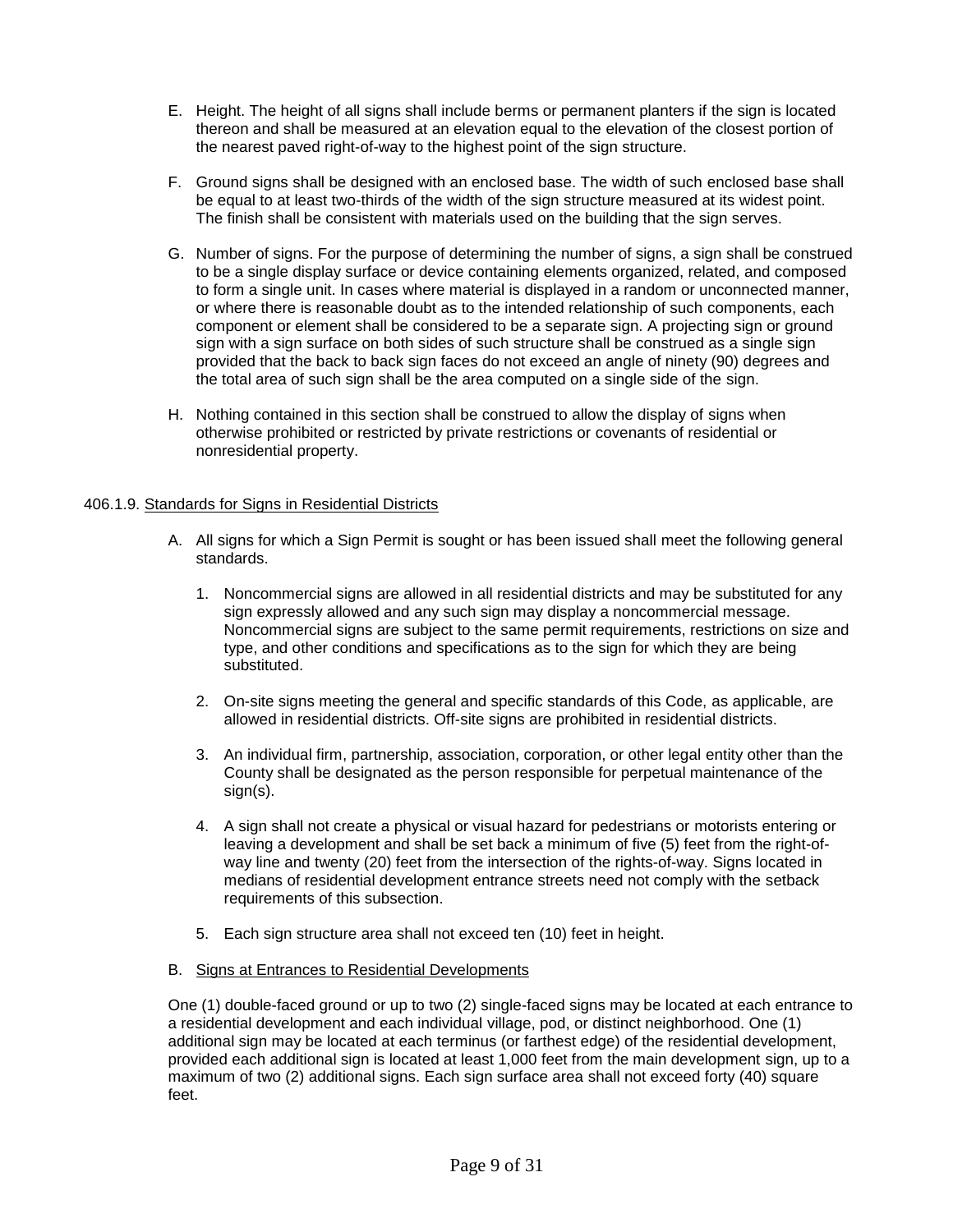E. Height. The height of all signs shall include berms or permanent planters if the sign is located thereon and shall be measured at an elevation equal to the elevation of the closest portion of the nearest paved right-of-way to the highest point of the sign structure.

F. Ground signs shall be designed with an enclosed base. The width of such enclosed base shall be equal to at least two-thirds of the width of the sign structure measured at its widest point. The finish shall be consistent with materials used on the building that the sign serves.

G. Number of signs. For the purpose of determining the number of signs, a sign shall be construed to be a single display surface or device containing elements organized, related, and composed to form a single unit. In cases where material is displayed in a random or unconnected manner, or where there is reasonable doubt as to the intended relationship of such components, each component or element shall be considered to be a separate sign. A projecting sign or ground sign with a sign surface on both sides of such structure shall be construed as a single sign provided that the back to back sign faces do not exceed an angle of ninety (90) degrees and the total area of such sign shall be the area computed on a single side of the sign.

H. Nothing contained in this section shall be construed to allow the display of signs when otherwise prohibited or restricted by private restrictions or covenants of residential or nonresidential property.

406.1.9. <u>Standards for Signs in Residential Districts</u>

A. All signs for which a Sign Permit is sought or has been issued shall meet the following general standards.

   1. Noncommercial signs are allowed in all residential districts and may be substituted for any sign expressly allowed and any such sign may display a noncommercial message. Noncommercial signs are subject to the same permit requirements, restrictions on size and type, and other conditions and specifications as to the sign for which they are being substituted.

   2. On-site signs meeting the general and specific standards of this Code, as applicable, are allowed in residential districts. Off-site signs are prohibited in residential districts.

   3. An individual firm, partnership, association, corporation, or other legal entity other than the County shall be designated as the person responsible for perpetual maintenance of the sign(s).

   4. A sign shall not create a physical or visual hazard for pedestrians or motorists entering or leaving a development and shall be set back a minimum of five (5) feet from the right-of-way line and twenty (20) feet from the intersection of the rights-of-way. Signs located in medians of residential development entrance streets need not comply with the setback requirements of this subsection.

   5. Each sign structure area shall not exceed ten (10) feet in height.

B. <u>Signs at Entrances to Residential Developments</u>

One (1) double-faced ground or up to two (2) single-faced signs may be located at each entrance to a residential development and each individual village, pod, or distinct neighborhood. One (1) additional sign may be located at each terminus (or farthest edge) of the residential development, provided each additional sign is located at least 1,000 feet from the main development sign, up to a maximum of two (2) additional signs. Each sign surface area shall not exceed forty (40) square feet.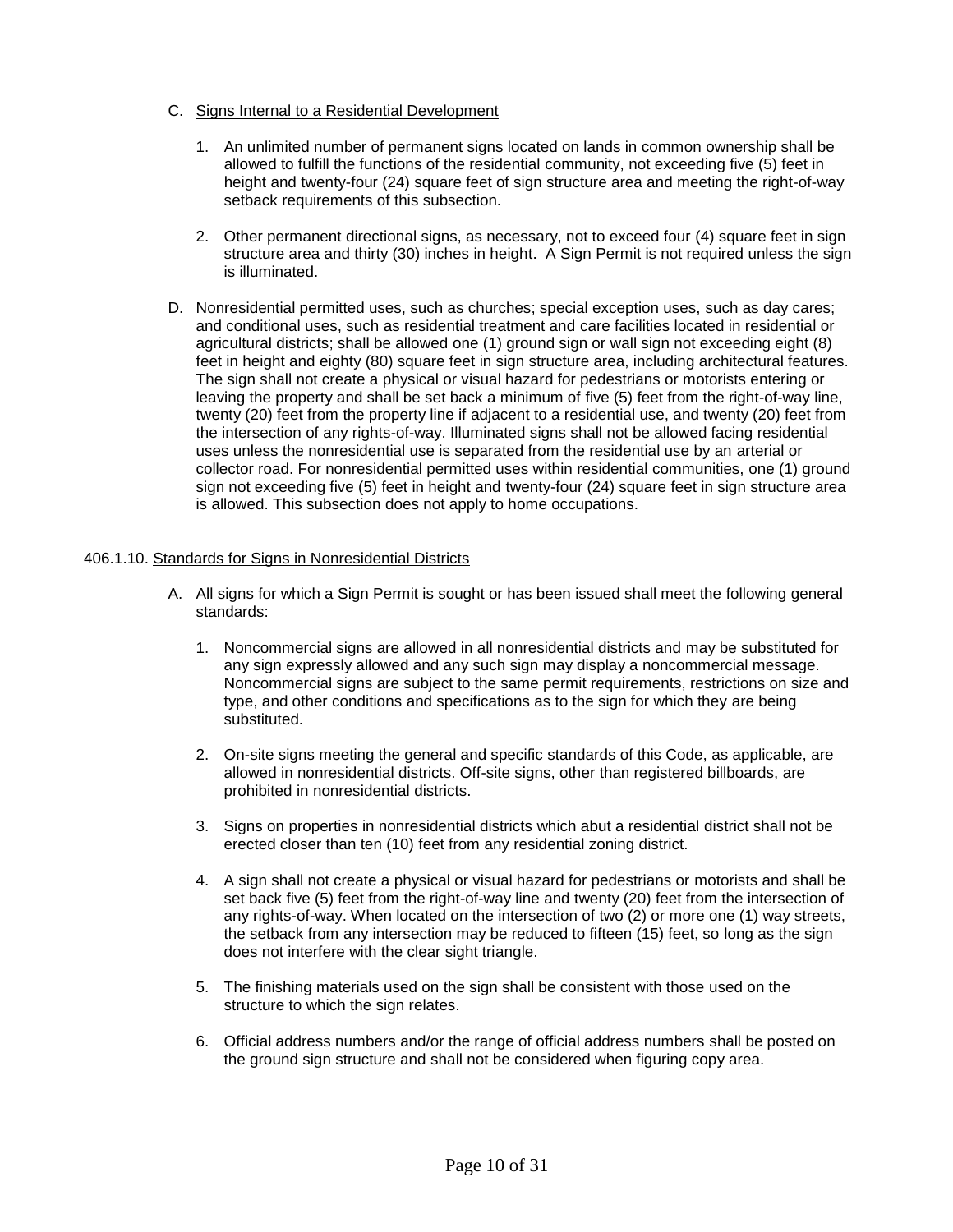C. Signs Internal to a Residential Development

   1. An unlimited number of permanent signs located on lands in common ownership shall be allowed to fulfill the functions of the residential community, not exceeding five (5) feet in height and twenty-four (24) square feet of sign structure area and meeting the right-of-way setback requirements of this subsection.

   2. Other permanent directional signs, as necessary, not to exceed four (4) square feet in sign structure area and thirty (30) inches in height. A Sign Permit is not required unless the sign is illuminated.

D. Nonresidential permitted uses, such as churches; special exception uses, such as day cares; and conditional uses, such as residential treatment and care facilities located in residential or agricultural districts; shall be allowed one (1) ground sign or wall sign not exceeding eight (8) feet in height and eighty (80) square feet in sign structure area, including architectural features. The sign shall not create a physical or visual hazard for pedestrians or motorists entering or leaving the property and shall be set back a minimum of five (5) feet from the right-of-way line, twenty (20) feet from the property line if adjacent to a residential use, and twenty (20) feet from the intersection of any rights-of-way. Illuminated signs shall not be allowed facing residential uses unless the nonresidential use is separated from the residential use by an arterial or collector road. For nonresidential permitted uses within residential communities, one (1) ground sign not exceeding five (5) feet in height and twenty-four (24) square feet in sign structure area is allowed. This subsection does not apply to home occupations.

406.1.10. Standards for Signs in Nonresidential Districts

A. All signs for which a Sign Permit is sought or has been issued shall meet the following general standards:

   1. Noncommercial signs are allowed in all nonresidential districts and may be substituted for any sign expressly allowed and any such sign may display a noncommercial message. Noncommercial signs are subject to the same permit requirements, restrictions on size and type, and other conditions and specifications as to the sign for which they are being substituted.

   2. On-site signs meeting the general and specific standards of this Code, as applicable, are allowed in nonresidential districts. Off-site signs, other than registered billboards, are prohibited in nonresidential districts.

   3. Signs on properties in nonresidential districts which abut a residential district shall not be erected closer than ten (10) feet from any residential zoning district.

   4. A sign shall not create a physical or visual hazard for pedestrians or motorists and shall be set back five (5) feet from the right-of-way line and twenty (20) feet from the intersection of any rights-of-way. When located on the intersection of two (2) or more one (1) way streets, the setback from any intersection may be reduced to fifteen (15) feet, so long as the sign does not interfere with the clear sight triangle.

   5. The finishing materials used on the sign shall be consistent with those used on the structure to which the sign relates.

   6. Official address numbers and/or the range of official address numbers shall be posted on the ground sign structure and shall not be considered when figuring copy area.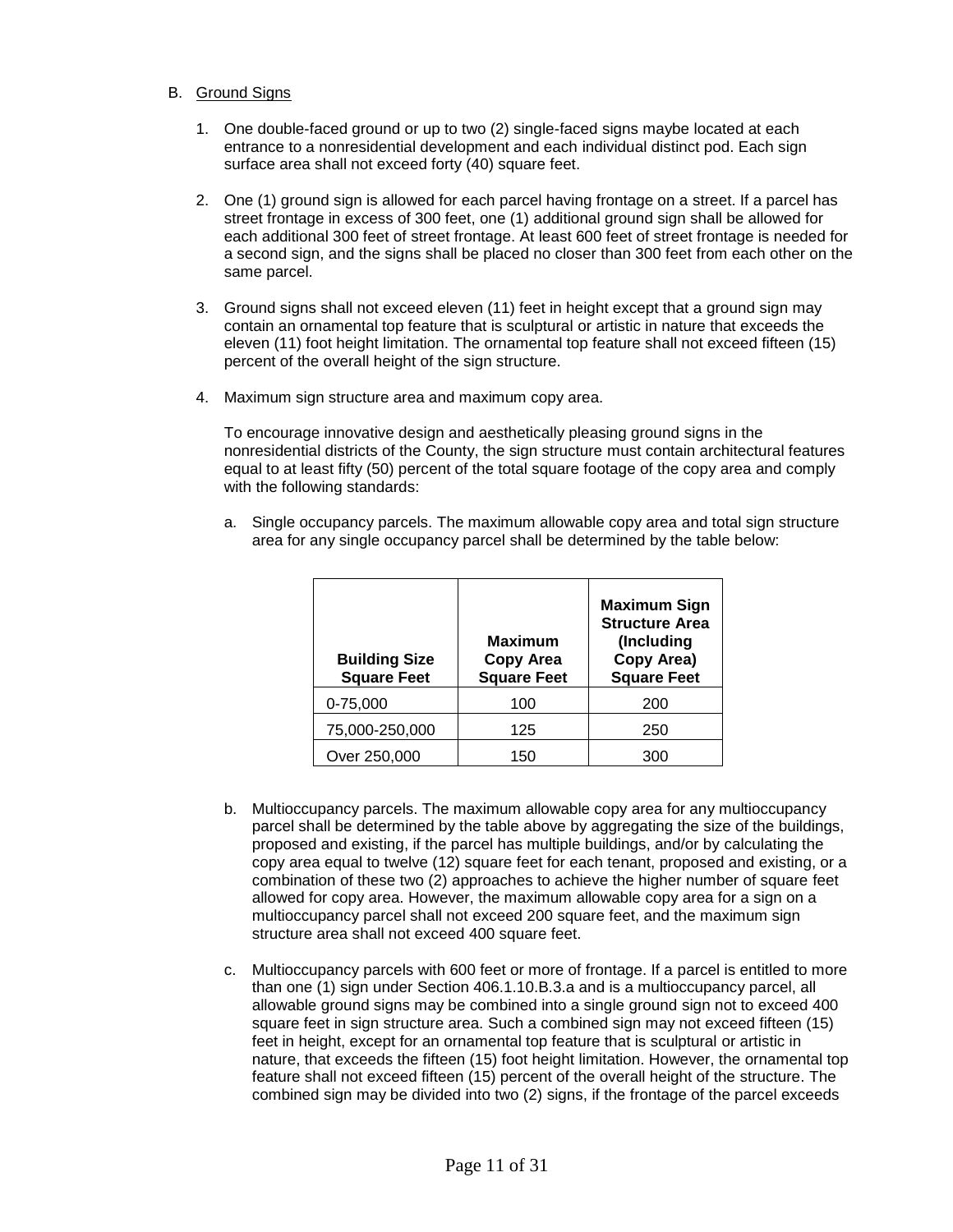B. Ground Signs

1. One double-faced ground or up to two (2) single-faced signs maybe located at each entrance to a nonresidential development and each individual distinct pod. Each sign surface area shall not exceed forty (40) square feet.

2. One (1) ground sign is allowed for each parcel having frontage on a street. If a parcel has street frontage in excess of 300 feet, one (1) additional ground sign shall be allowed for each additional 300 feet of street frontage. At least 600 feet of street frontage is needed for a second sign, and the signs shall be placed no closer than 300 feet from each other on the same parcel.

3. Ground signs shall not exceed eleven (11) feet in height except that a ground sign may contain an ornamental top feature that is sculptural or artistic in nature that exceeds the eleven (11) foot height limitation. The ornamental top feature shall not exceed fifteen (15) percent of the overall height of the sign structure.

4. Maximum sign structure area and maximum copy area.

   To encourage innovative design and aesthetically pleasing ground signs in the nonresidential districts of the County, the sign structure must contain architectural features equal to at least fifty (50) percent of the total square footage of the copy area and comply with the following standards:

   a. Single occupancy parcels. The maximum allowable copy area and total sign structure area for any single occupancy parcel shall be determined by the table below:

   | **Building Size Square Feet** | **Maximum Copy Area Square Feet** | **Maximum Sign Structure Area (Including Copy Area) Square Feet** |
   |---|---|---|
   | 0-75,000 | 100 | 200 |
   | 75,000-250,000 | 125 | 250 |
   | Over 250,000 | 150 | 300 |

   b. Multioccupancy parcels. The maximum allowable copy area for any multioccupancy parcel shall be determined by the table above by aggregating the size of the buildings, proposed and existing, if the parcel has multiple buildings, and/or by calculating the copy area equal to twelve (12) square feet for each tenant, proposed and existing, or a combination of these two (2) approaches to achieve the higher number of square feet allowed for copy area. However, the maximum allowable copy area for a sign on a multioccupancy parcel shall not exceed 200 square feet, and the maximum sign structure area shall not exceed 400 square feet.

   c. Multioccupancy parcels with 600 feet or more of frontage. If a parcel is entitled to more than one (1) sign under Section 406.1.10.B.3.a and is a multioccupancy parcel, all allowable ground signs may be combined into a single ground sign not to exceed 400 square feet in sign structure area. Such a combined sign may not exceed fifteen (15) feet in height, except for an ornamental top feature that is sculptural or artistic in nature, that exceeds the fifteen (15) foot height limitation. However, the ornamental top feature shall not exceed fifteen (15) percent of the overall height of the structure. The combined sign may be divided into two (2) signs, if the frontage of the parcel exceeds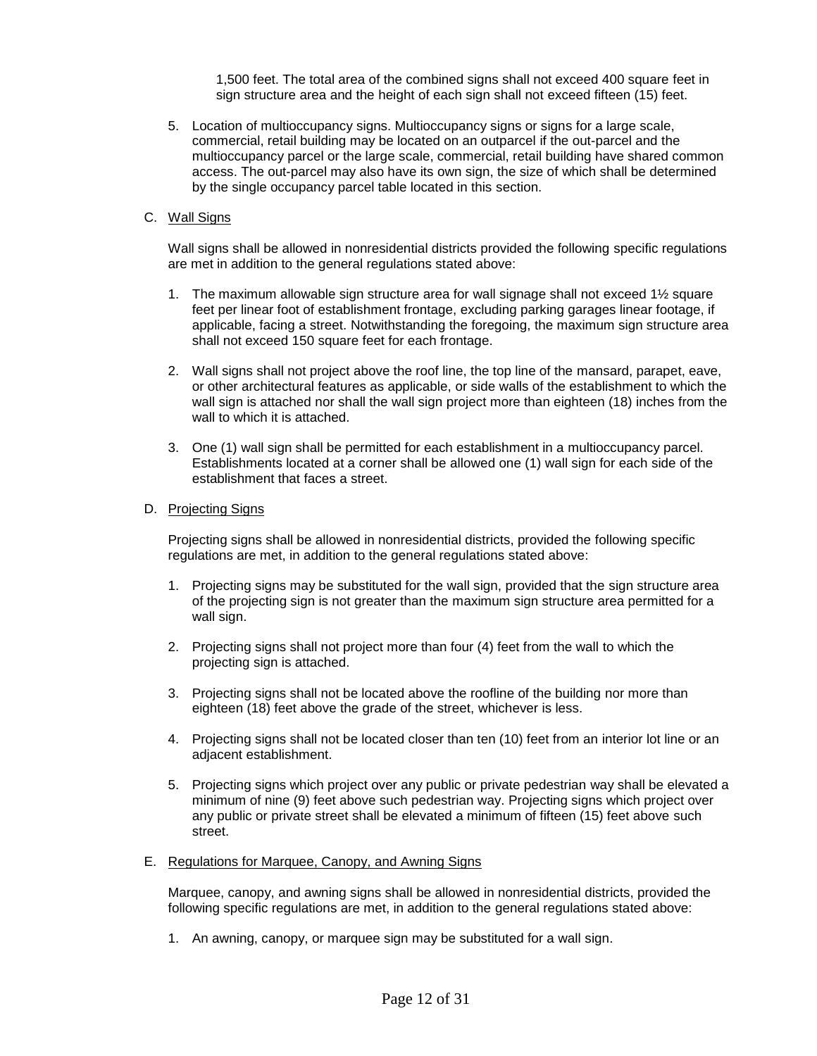1,500 feet. The total area of the combined signs shall not exceed 400 square feet in sign structure area and the height of each sign shall not exceed fifteen (15) feet.

5. Location of multioccupancy signs. Multioccupancy signs or signs for a large scale, commercial, retail building may be located on an outparcel if the out-parcel and the multioccupancy parcel or the large scale, commercial, retail building have shared common access. The out-parcel may also have its own sign, the size of which shall be determined by the single occupancy parcel table located in this section.

C. Wall Signs

Wall signs shall be allowed in nonresidential districts provided the following specific regulations are met in addition to the general regulations stated above:

1. The maximum allowable sign structure area for wall signage shall not exceed 1½ square feet per linear foot of establishment frontage, excluding parking garages linear footage, if applicable, facing a street. Notwithstanding the foregoing, the maximum sign structure area shall not exceed 150 square feet for each frontage.

2. Wall signs shall not project above the roof line, the top line of the mansard, parapet, eave, or other architectural features as applicable, or side walls of the establishment to which the wall sign is attached nor shall the wall sign project more than eighteen (18) inches from the wall to which it is attached.

3. One (1) wall sign shall be permitted for each establishment in a multioccupancy parcel. Establishments located at a corner shall be allowed one (1) wall sign for each side of the establishment that faces a street.

D. Projecting Signs

Projecting signs shall be allowed in nonresidential districts, provided the following specific regulations are met, in addition to the general regulations stated above:

1. Projecting signs may be substituted for the wall sign, provided that the sign structure area of the projecting sign is not greater than the maximum sign structure area permitted for a wall sign.

2. Projecting signs shall not project more than four (4) feet from the wall to which the projecting sign is attached.

3. Projecting signs shall not be located above the roofline of the building nor more than eighteen (18) feet above the grade of the street, whichever is less.

4. Projecting signs shall not be located closer than ten (10) feet from an interior lot line or an adjacent establishment.

5. Projecting signs which project over any public or private pedestrian way shall be elevated a minimum of nine (9) feet above such pedestrian way. Projecting signs which project over any public or private street shall be elevated a minimum of fifteen (15) feet above such street.

E. Regulations for Marquee, Canopy, and Awning Signs

Marquee, canopy, and awning signs shall be allowed in nonresidential districts, provided the following specific regulations are met, in addition to the general regulations stated above:

1. An awning, canopy, or marquee sign may be substituted for a wall sign.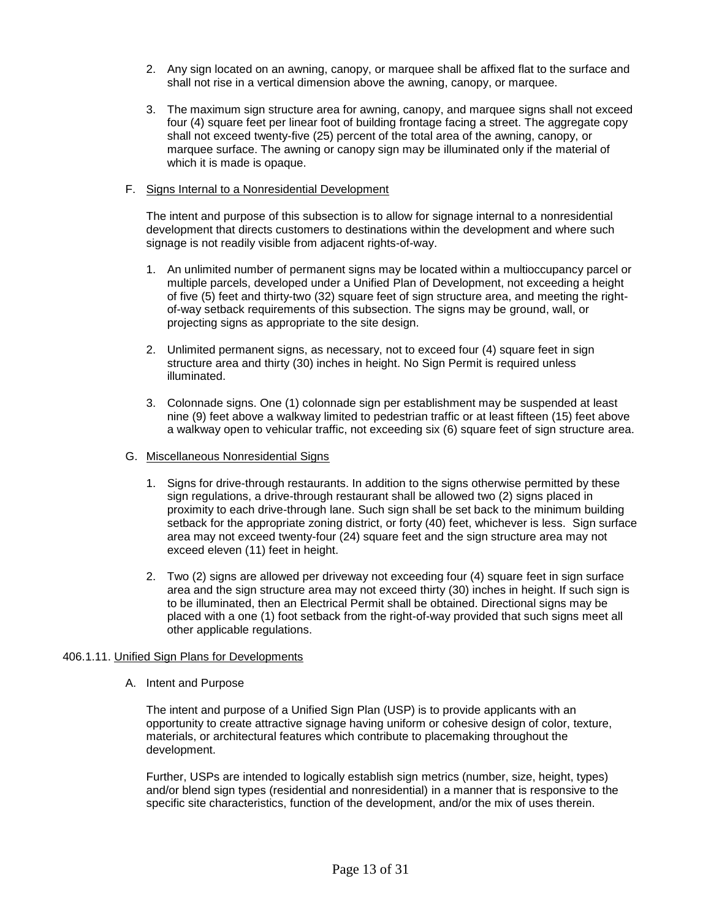2. Any sign located on an awning, canopy, or marquee shall be affixed flat to the surface and shall not rise in a vertical dimension above the awning, canopy, or marquee.

3. The maximum sign structure area for awning, canopy, and marquee signs shall not exceed four (4) square feet per linear foot of building frontage facing a street. The aggregate copy shall not exceed twenty-five (25) percent of the total area of the awning, canopy, or marquee surface. The awning or canopy sign may be illuminated only if the material of which it is made is opaque.

F. <u>Signs Internal to a Nonresidential Development</u>

The intent and purpose of this subsection is to allow for signage internal to a nonresidential development that directs customers to destinations within the development and where such signage is not readily visible from adjacent rights-of-way.

1. An unlimited number of permanent signs may be located within a multioccupancy parcel or multiple parcels, developed under a Unified Plan of Development, not exceeding a height of five (5) feet and thirty-two (32) square feet of sign structure area, and meeting the right-of-way setback requirements of this subsection. The signs may be ground, wall, or projecting signs as appropriate to the site design.

2. Unlimited permanent signs, as necessary, not to exceed four (4) square feet in sign structure area and thirty (30) inches in height. No Sign Permit is required unless illuminated.

3. Colonnade signs. One (1) colonnade sign per establishment may be suspended at least nine (9) feet above a walkway limited to pedestrian traffic or at least fifteen (15) feet above a walkway open to vehicular traffic, not exceeding six (6) square feet of sign structure area.

G. <u>Miscellaneous Nonresidential Signs</u>

1. Signs for drive-through restaurants. In addition to the signs otherwise permitted by these sign regulations, a drive-through restaurant shall be allowed two (2) signs placed in proximity to each drive-through lane. Such sign shall be set back to the minimum building setback for the appropriate zoning district, or forty (40) feet, whichever is less. Sign surface area may not exceed twenty-four (24) square feet and the sign structure area may not exceed eleven (11) feet in height.

2. Two (2) signs are allowed per driveway not exceeding four (4) square feet in sign surface area and the sign structure area may not exceed thirty (30) inches in height. If such sign is to be illuminated, then an Electrical Permit shall be obtained. Directional signs may be placed with a one (1) foot setback from the right-of-way provided that such signs meet all other applicable regulations.

406.1.11. <u>Unified Sign Plans for Developments</u>

A. Intent and Purpose

The intent and purpose of a Unified Sign Plan (USP) is to provide applicants with an opportunity to create attractive signage having uniform or cohesive design of color, texture, materials, or architectural features which contribute to placemaking throughout the development.

Further, USPs are intended to logically establish sign metrics (number, size, height, types) and/or blend sign types (residential and nonresidential) in a manner that is responsive to the specific site characteristics, function of the development, and/or the mix of uses therein.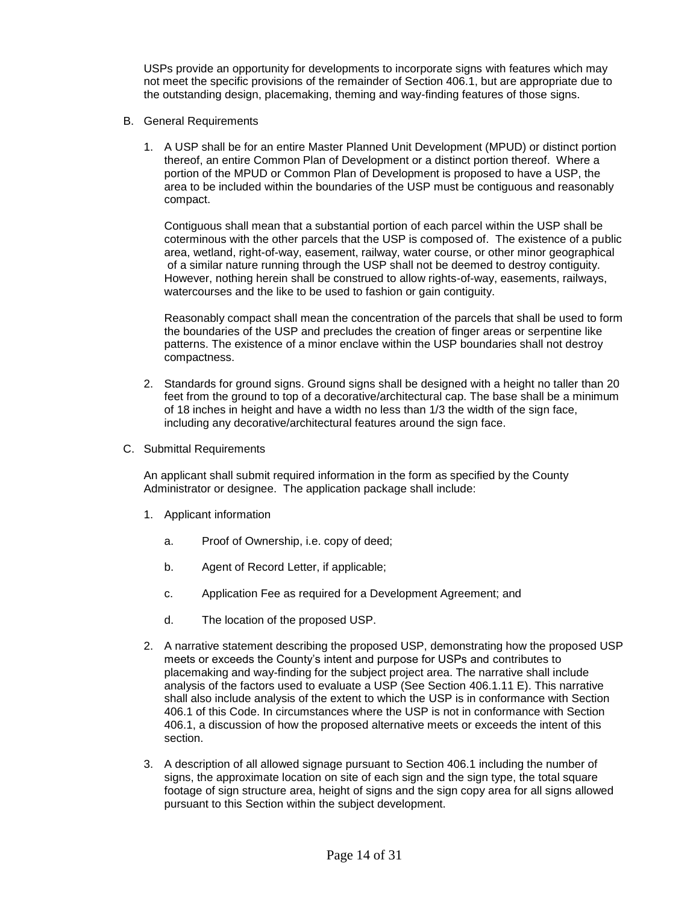USPs provide an opportunity for developments to incorporate signs with features which may not meet the specific provisions of the remainder of Section 406.1, but are appropriate due to the outstanding design, placemaking, theming and way-finding features of those signs.

B. General Requirements

1. A USP shall be for an entire Master Planned Unit Development (MPUD) or distinct portion thereof, an entire Common Plan of Development or a distinct portion thereof. Where a portion of the MPUD or Common Plan of Development is proposed to have a USP, the area to be included within the boundaries of the USP must be contiguous and reasonably compact.

   Contiguous shall mean that a substantial portion of each parcel within the USP shall be coterminous with the other parcels that the USP is composed of. The existence of a public area, wetland, right-of-way, easement, railway, water course, or other minor geographical of a similar nature running through the USP shall not be deemed to destroy contiguity. However, nothing herein shall be construed to allow rights-of-way, easements, railways, watercourses and the like to be used to fashion or gain contiguity.

   Reasonably compact shall mean the concentration of the parcels that shall be used to form the boundaries of the USP and precludes the creation of finger areas or serpentine like patterns. The existence of a minor enclave within the USP boundaries shall not destroy compactness.

2. Standards for ground signs. Ground signs shall be designed with a height no taller than 20 feet from the ground to top of a decorative/architectural cap. The base shall be a minimum of 18 inches in height and have a width no less than 1/3 the width of the sign face, including any decorative/architectural features around the sign face.

C. Submittal Requirements

An applicant shall submit required information in the form as specified by the County Administrator or designee. The application package shall include:

1. Applicant information

   a. Proof of Ownership, i.e. copy of deed;

   b. Agent of Record Letter, if applicable;

   c. Application Fee as required for a Development Agreement; and

   d. The location of the proposed USP.

2. A narrative statement describing the proposed USP, demonstrating how the proposed USP meets or exceeds the County's intent and purpose for USPs and contributes to placemaking and way-finding for the subject project area. The narrative shall include analysis of the factors used to evaluate a USP (See Section 406.1.11 E). This narrative shall also include analysis of the extent to which the USP is in conformance with Section 406.1 of this Code. In circumstances where the USP is not in conformance with Section 406.1, a discussion of how the proposed alternative meets or exceeds the intent of this section.

3. A description of all allowed signage pursuant to Section 406.1 including the number of signs, the approximate location on site of each sign and the sign type, the total square footage of sign structure area, height of signs and the sign copy area for all signs allowed pursuant to this Section within the subject development.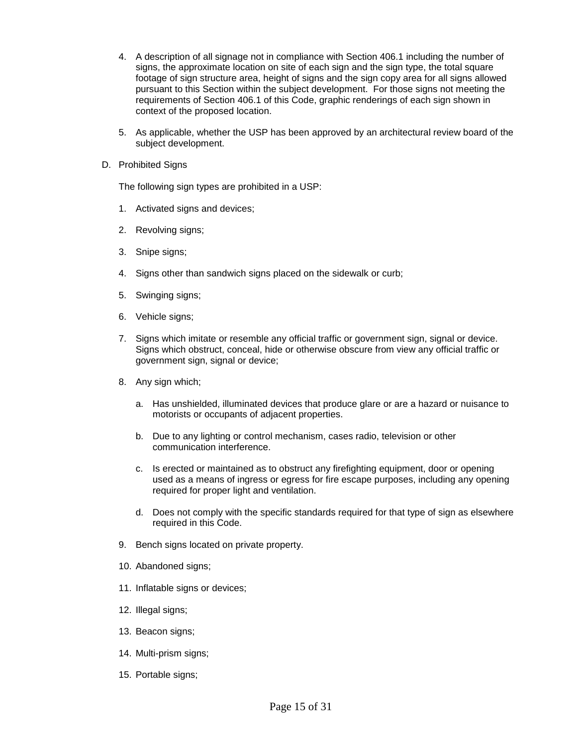4. A description of all signage not in compliance with Section 406.1 including the number of signs, the approximate location on site of each sign and the sign type, the total square footage of sign structure area, height of signs and the sign copy area for all signs allowed pursuant to this Section within the subject development. For those signs not meeting the requirements of Section 406.1 of this Code, graphic renderings of each sign shown in context of the proposed location.

5. As applicable, whether the USP has been approved by an architectural review board of the subject development.

D. Prohibited Signs

The following sign types are prohibited in a USP:

1. Activated signs and devices;
2. Revolving signs;
3. Snipe signs;
4. Signs other than sandwich signs placed on the sidewalk or curb;
5. Swinging signs;
6. Vehicle signs;
7. Signs which imitate or resemble any official traffic or government sign, signal or device. Signs which obstruct, conceal, hide or otherwise obscure from view any official traffic or government sign, signal or device;
8. Any sign which;
   a. Has unshielded, illuminated devices that produce glare or are a hazard or nuisance to motorists or occupants of adjacent properties.
   b. Due to any lighting or control mechanism, cases radio, television or other communication interference.
   c. Is erected or maintained as to obstruct any firefighting equipment, door or opening used as a means of ingress or egress for fire escape purposes, including any opening required for proper light and ventilation.
   d. Does not comply with the specific standards required for that type of sign as elsewhere required in this Code.
9. Bench signs located on private property.
10. Abandoned signs;
11. Inflatable signs or devices;
12. Illegal signs;
13. Beacon signs;
14. Multi-prism signs;
15. Portable signs;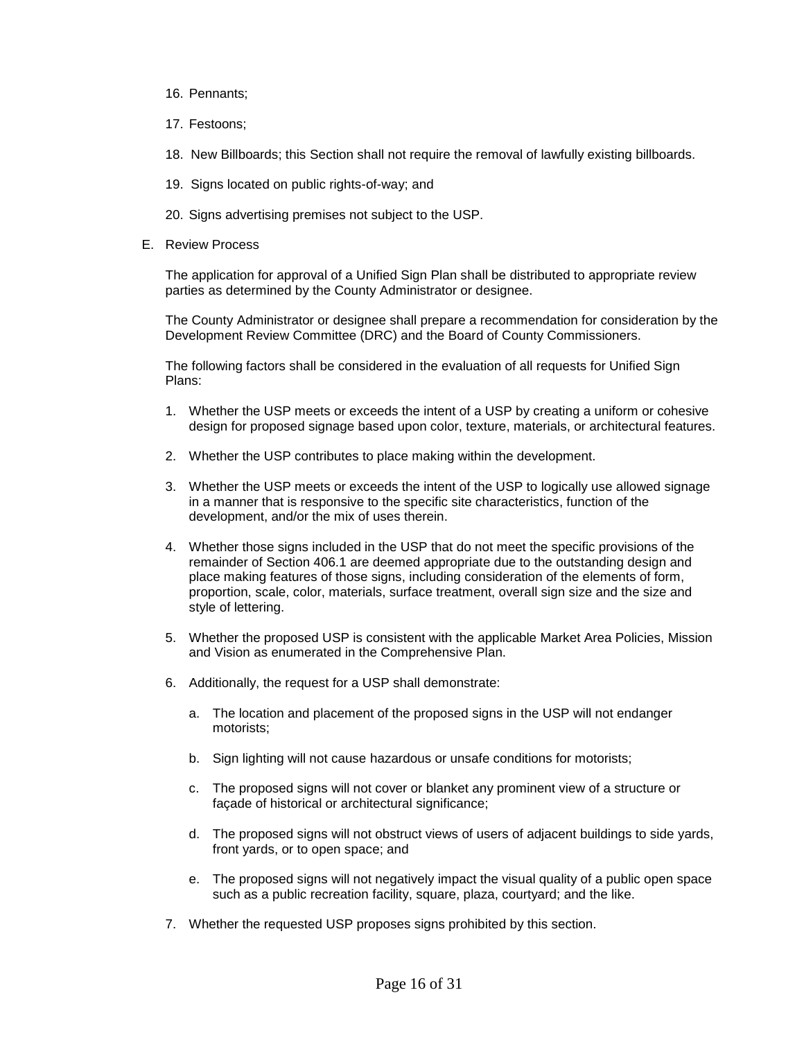16. Pennants;

17. Festoons;

18. New Billboards; this Section shall not require the removal of lawfully existing billboards.

19. Signs located on public rights-of-way; and

20. Signs advertising premises not subject to the USP.

E. Review Process

The application for approval of a Unified Sign Plan shall be distributed to appropriate review parties as determined by the County Administrator or designee.

The County Administrator or designee shall prepare a recommendation for consideration by the Development Review Committee (DRC) and the Board of County Commissioners.

The following factors shall be considered in the evaluation of all requests for Unified Sign Plans:

1. Whether the USP meets or exceeds the intent of a USP by creating a uniform or cohesive design for proposed signage based upon color, texture, materials, or architectural features.

2. Whether the USP contributes to place making within the development.

3. Whether the USP meets or exceeds the intent of the USP to logically use allowed signage in a manner that is responsive to the specific site characteristics, function of the development, and/or the mix of uses therein.

4. Whether those signs included in the USP that do not meet the specific provisions of the remainder of Section 406.1 are deemed appropriate due to the outstanding design and place making features of those signs, including consideration of the elements of form, proportion, scale, color, materials, surface treatment, overall sign size and the size and style of lettering.

5. Whether the proposed USP is consistent with the applicable Market Area Policies, Mission and Vision as enumerated in the Comprehensive Plan.

6. Additionally, the request for a USP shall demonstrate:

   a. The location and placement of the proposed signs in the USP will not endanger motorists;

   b. Sign lighting will not cause hazardous or unsafe conditions for motorists;

   c. The proposed signs will not cover or blanket any prominent view of a structure or façade of historical or architectural significance;

   d. The proposed signs will not obstruct views of users of adjacent buildings to side yards, front yards, or to open space; and

   e. The proposed signs will not negatively impact the visual quality of a public open space such as a public recreation facility, square, plaza, courtyard; and the like.

7. Whether the requested USP proposes signs prohibited by this section.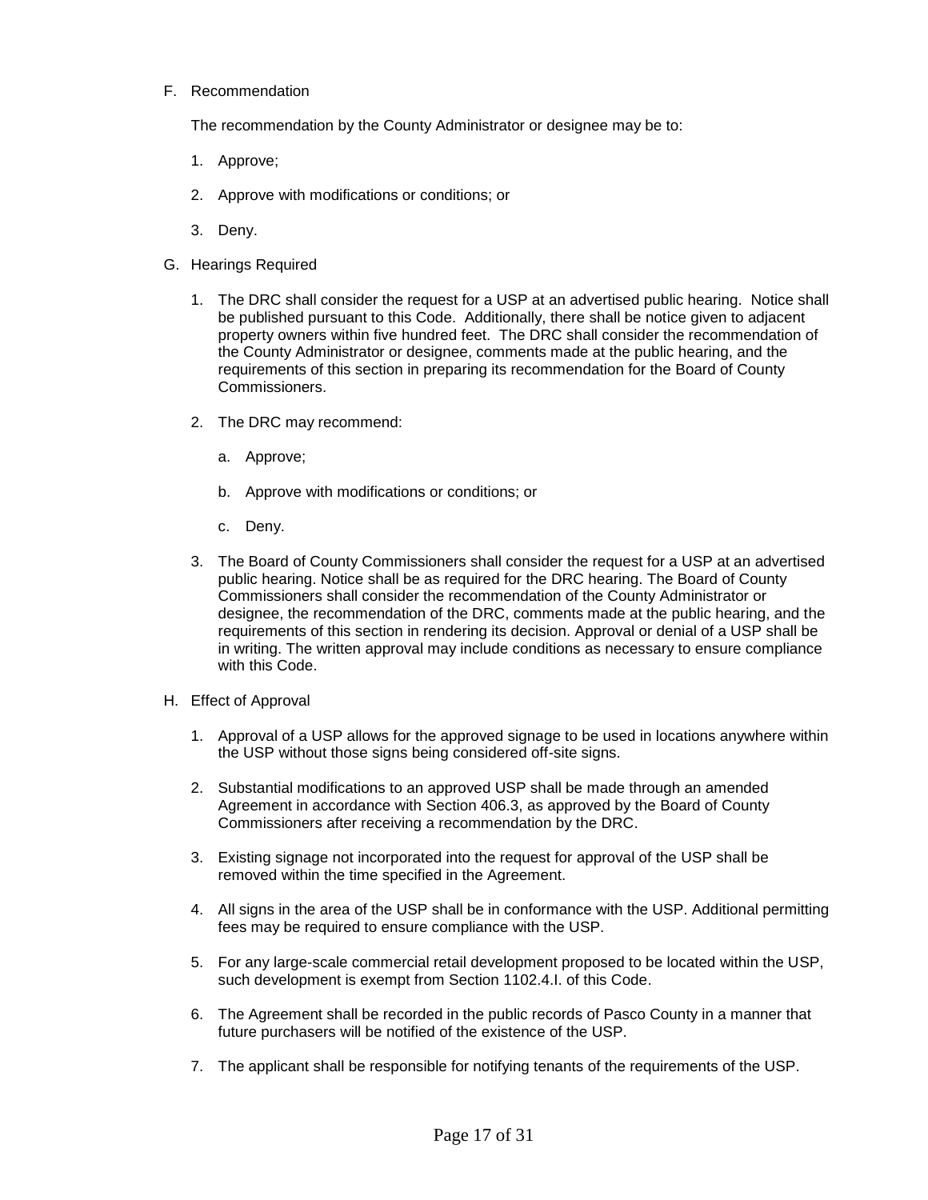F. Recommendation

   The recommendation by the County Administrator or designee may be to:

   1. Approve;

   2. Approve with modifications or conditions; or

   3. Deny.

G. Hearings Required

   1. The DRC shall consider the request for a USP at an advertised public hearing. Notice shall be published pursuant to this Code. Additionally, there shall be notice given to adjacent property owners within five hundred feet. The DRC shall consider the recommendation of the County Administrator or designee, comments made at the public hearing, and the requirements of this section in preparing its recommendation for the Board of County Commissioners.

   2. The DRC may recommend:

      a. Approve;

      b. Approve with modifications or conditions; or

      c. Deny.

   3. The Board of County Commissioners shall consider the request for a USP at an advertised public hearing. Notice shall be as required for the DRC hearing. The Board of County Commissioners shall consider the recommendation of the County Administrator or designee, the recommendation of the DRC, comments made at the public hearing, and the requirements of this section in rendering its decision. Approval or denial of a USP shall be in writing. The written approval may include conditions as necessary to ensure compliance with this Code.

H. Effect of Approval

   1. Approval of a USP allows for the approved signage to be used in locations anywhere within the USP without those signs being considered off-site signs.

   2. Substantial modifications to an approved USP shall be made through an amended Agreement in accordance with Section 406.3, as approved by the Board of County Commissioners after receiving a recommendation by the DRC.

   3. Existing signage not incorporated into the request for approval of the USP shall be removed within the time specified in the Agreement.

   4. All signs in the area of the USP shall be in conformance with the USP. Additional permitting fees may be required to ensure compliance with the USP.

   5. For any large-scale commercial retail development proposed to be located within the USP, such development is exempt from Section 1102.4.I. of this Code.

   6. The Agreement shall be recorded in the public records of Pasco County in a manner that future purchasers will be notified of the existence of the USP.

   7. The applicant shall be responsible for notifying tenants of the requirements of the USP.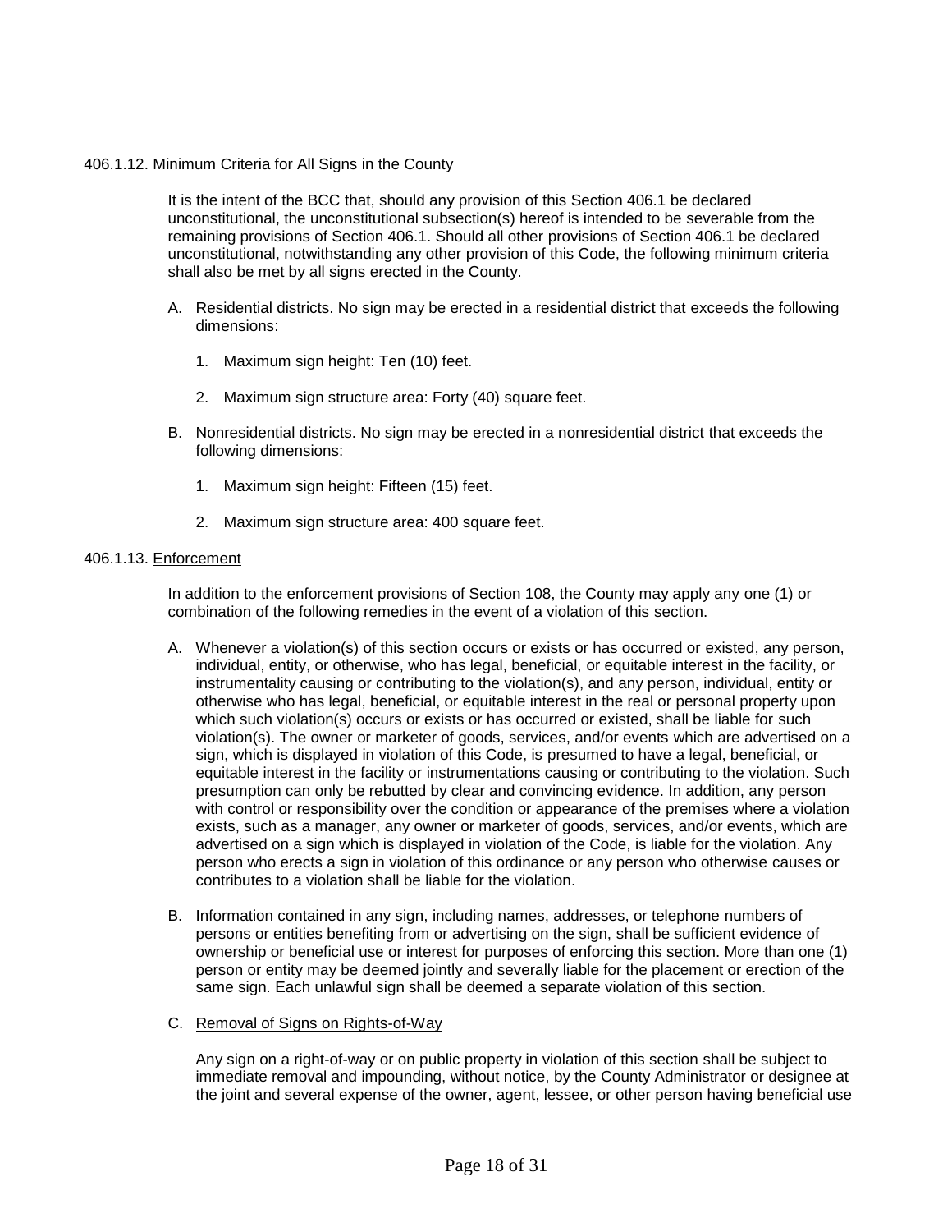406.1.12. Minimum Criteria for All Signs in the County

It is the intent of the BCC that, should any provision of this Section 406.1 be declared unconstitutional, the unconstitutional subsection(s) hereof is intended to be severable from the remaining provisions of Section 406.1. Should all other provisions of Section 406.1 be declared unconstitutional, notwithstanding any other provision of this Code, the following minimum criteria shall also be met by all signs erected in the County.

A. Residential districts. No sign may be erected in a residential district that exceeds the following dimensions:

   1. Maximum sign height: Ten (10) feet.

   2. Maximum sign structure area: Forty (40) square feet.

B. Nonresidential districts. No sign may be erected in a nonresidential district that exceeds the following dimensions:

   1. Maximum sign height: Fifteen (15) feet.

   2. Maximum sign structure area: 400 square feet.

406.1.13. Enforcement

In addition to the enforcement provisions of Section 108, the County may apply any one (1) or combination of the following remedies in the event of a violation of this section.

A. Whenever a violation(s) of this section occurs or exists or has occurred or existed, any person, individual, entity, or otherwise, who has legal, beneficial, or equitable interest in the facility, or instrumentality causing or contributing to the violation(s), and any person, individual, entity or otherwise who has legal, beneficial, or equitable interest in the real or personal property upon which such violation(s) occurs or exists or has occurred or existed, shall be liable for such violation(s). The owner or marketer of goods, services, and/or events which are advertised on a sign, which is displayed in violation of this Code, is presumed to have a legal, beneficial, or equitable interest in the facility or instrumentations causing or contributing to the violation. Such presumption can only be rebutted by clear and convincing evidence. In addition, any person with control or responsibility over the condition or appearance of the premises where a violation exists, such as a manager, any owner or marketer of goods, services, and/or events, which are advertised on a sign which is displayed in violation of the Code, is liable for the violation. Any person who erects a sign in violation of this ordinance or any person who otherwise causes or contributes to a violation shall be liable for the violation.

B. Information contained in any sign, including names, addresses, or telephone numbers of persons or entities benefiting from or advertising on the sign, shall be sufficient evidence of ownership or beneficial use or interest for purposes of enforcing this section. More than one (1) person or entity may be deemed jointly and severally liable for the placement or erection of the same sign. Each unlawful sign shall be deemed a separate violation of this section.

C. Removal of Signs on Rights-of-Way

   Any sign on a right-of-way or on public property in violation of this section shall be subject to immediate removal and impounding, without notice, by the County Administrator or designee at the joint and several expense of the owner, agent, lessee, or other person having beneficial use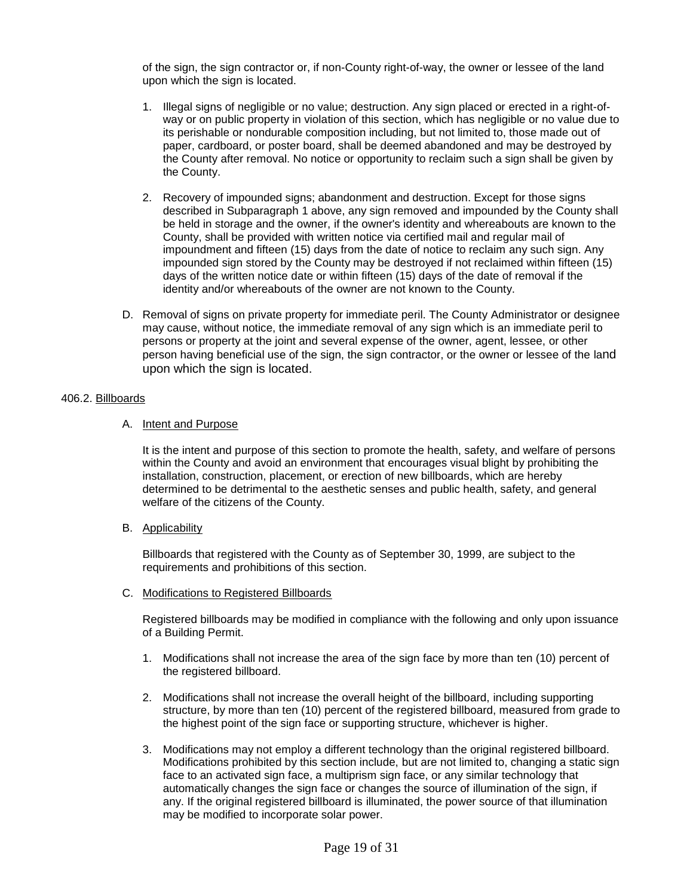of the sign, the sign contractor or, if non-County right-of-way, the owner or lessee of the land upon which the sign is located.

1. Illegal signs of negligible or no value; destruction. Any sign placed or erected in a right-of-way or on public property in violation of this section, which has negligible or no value due to its perishable or nondurable composition including, but not limited to, those made out of paper, cardboard, or poster board, shall be deemed abandoned and may be destroyed by the County after removal. No notice or opportunity to reclaim such a sign shall be given by the County.

2. Recovery of impounded signs; abandonment and destruction. Except for those signs described in Subparagraph 1 above, any sign removed and impounded by the County shall be held in storage and the owner, if the owner's identity and whereabouts are known to the County, shall be provided with written notice via certified mail and regular mail of impoundment and fifteen (15) days from the date of notice to reclaim any such sign. Any impounded sign stored by the County may be destroyed if not reclaimed within fifteen (15) days of the written notice date or within fifteen (15) days of the date of removal if the identity and/or whereabouts of the owner are not known to the County.

D. Removal of signs on private property for immediate peril. The County Administrator or designee may cause, without notice, the immediate removal of any sign which is an immediate peril to persons or property at the joint and several expense of the owner, agent, lessee, or other person having beneficial use of the sign, the sign contractor, or the owner or lessee of the land upon which the sign is located.

406.2. Billboards

A. Intent and Purpose

It is the intent and purpose of this section to promote the health, safety, and welfare of persons within the County and avoid an environment that encourages visual blight by prohibiting the installation, construction, placement, or erection of new billboards, which are hereby determined to be detrimental to the aesthetic senses and public health, safety, and general welfare of the citizens of the County.

B. Applicability

Billboards that registered with the County as of September 30, 1999, are subject to the requirements and prohibitions of this section.

C. Modifications to Registered Billboards

Registered billboards may be modified in compliance with the following and only upon issuance of a Building Permit.

1. Modifications shall not increase the area of the sign face by more than ten (10) percent of the registered billboard.

2. Modifications shall not increase the overall height of the billboard, including supporting structure, by more than ten (10) percent of the registered billboard, measured from grade to the highest point of the sign face or supporting structure, whichever is higher.

3. Modifications may not employ a different technology than the original registered billboard. Modifications prohibited by this section include, but are not limited to, changing a static sign face to an activated sign face, a multiprism sign face, or any similar technology that automatically changes the sign face or changes the source of illumination of the sign, if any. If the original registered billboard is illuminated, the power source of that illumination may be modified to incorporate solar power.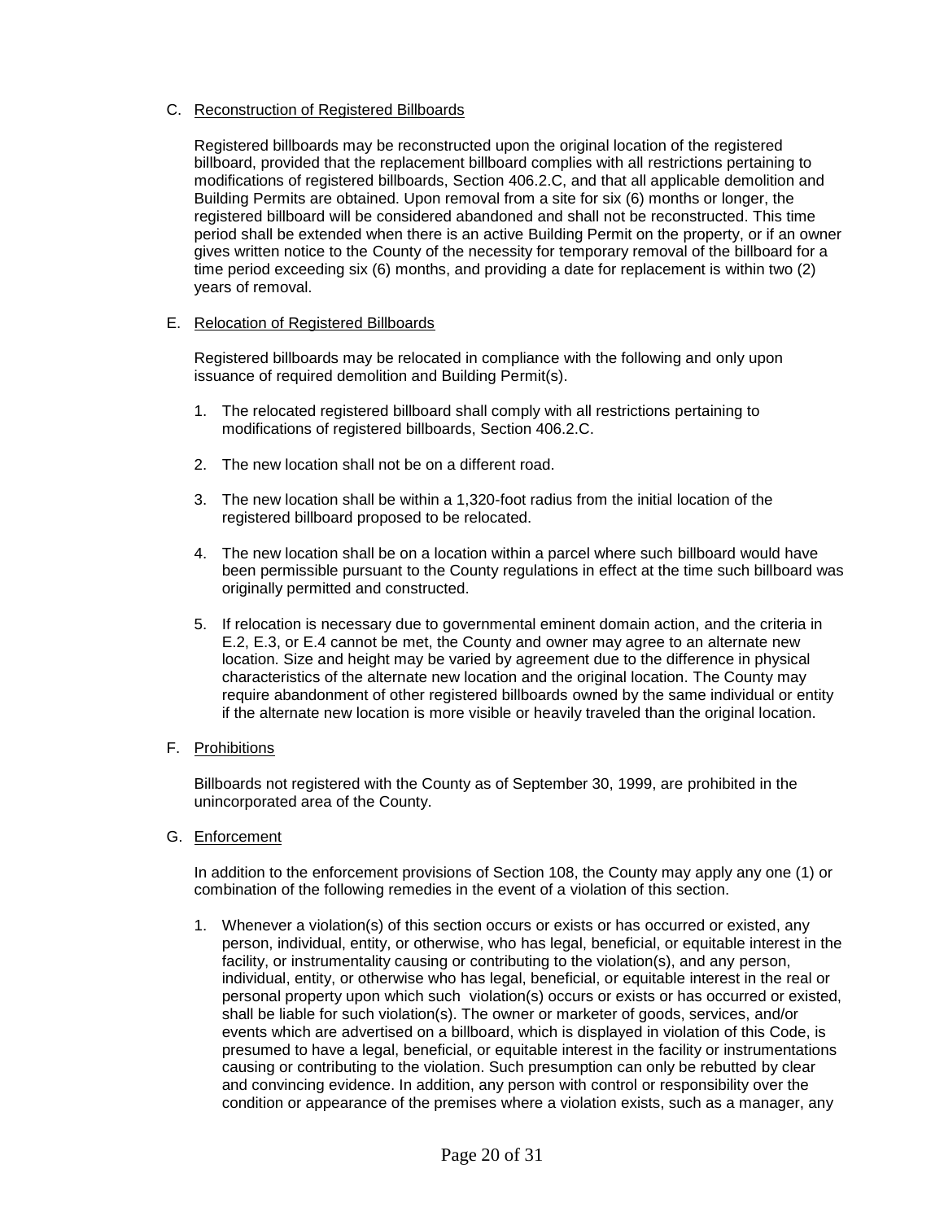C. Reconstruction of Registered Billboards

Registered billboards may be reconstructed upon the original location of the registered billboard, provided that the replacement billboard complies with all restrictions pertaining to modifications of registered billboards, Section 406.2.C, and that all applicable demolition and Building Permits are obtained. Upon removal from a site for six (6) months or longer, the registered billboard will be considered abandoned and shall not be reconstructed. This time period shall be extended when there is an active Building Permit on the property, or if an owner gives written notice to the County of the necessity for temporary removal of the billboard for a time period exceeding six (6) months, and providing a date for replacement is within two (2) years of removal.

E. Relocation of Registered Billboards

Registered billboards may be relocated in compliance with the following and only upon issuance of required demolition and Building Permit(s).

1. The relocated registered billboard shall comply with all restrictions pertaining to modifications of registered billboards, Section 406.2.C.

2. The new location shall not be on a different road.

3. The new location shall be within a 1,320-foot radius from the initial location of the registered billboard proposed to be relocated.

4. The new location shall be on a location within a parcel where such billboard would have been permissible pursuant to the County regulations in effect at the time such billboard was originally permitted and constructed.

5. If relocation is necessary due to governmental eminent domain action, and the criteria in E.2, E.3, or E.4 cannot be met, the County and owner may agree to an alternate new location. Size and height may be varied by agreement due to the difference in physical characteristics of the alternate new location and the original location. The County may require abandonment of other registered billboards owned by the same individual or entity if the alternate new location is more visible or heavily traveled than the original location.

F. Prohibitions

Billboards not registered with the County as of September 30, 1999, are prohibited in the unincorporated area of the County.

G. Enforcement

In addition to the enforcement provisions of Section 108, the County may apply any one (1) or combination of the following remedies in the event of a violation of this section.

1. Whenever a violation(s) of this section occurs or exists or has occurred or existed, any person, individual, entity, or otherwise, who has legal, beneficial, or equitable interest in the facility, or instrumentality causing or contributing to the violation(s), and any person, individual, entity, or otherwise who has legal, beneficial, or equitable interest in the real or personal property upon which such violation(s) occurs or exists or has occurred or existed, shall be liable for such violation(s). The owner or marketer of goods, services, and/or events which are advertised on a billboard, which is displayed in violation of this Code, is presumed to have a legal, beneficial, or equitable interest in the facility or instrumentations causing or contributing to the violation. Such presumption can only be rebutted by clear and convincing evidence. In addition, any person with control or responsibility over the condition or appearance of the premises where a violation exists, such as a manager, any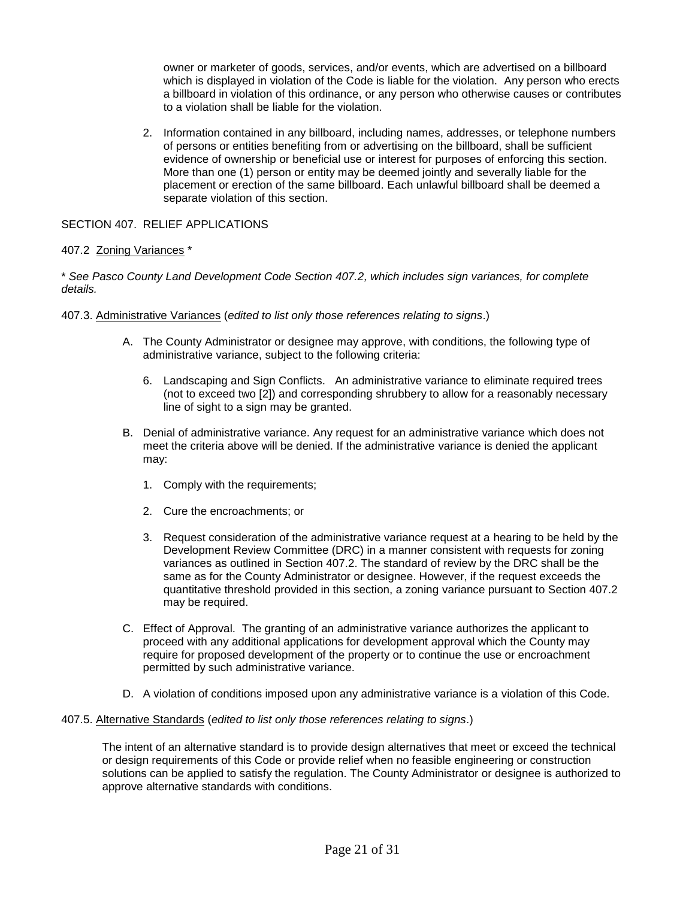owner or marketer of goods, services, and/or events, which are advertised on a billboard which is displayed in violation of the Code is liable for the violation. Any person who erects a billboard in violation of this ordinance, or any person who otherwise causes or contributes to a violation shall be liable for the violation.

2. Information contained in any billboard, including names, addresses, or telephone numbers of persons or entities benefiting from or advertising on the billboard, shall be sufficient evidence of ownership or beneficial use or interest for purposes of enforcing this section. More than one (1) person or entity may be deemed jointly and severally liable for the placement or erection of the same billboard. Each unlawful billboard shall be deemed a separate violation of this section.

SECTION 407. RELIEF APPLICATIONS

407.2 Zoning Variances *

*\* See Pasco County Land Development Code Section 407.2, which includes sign variances, for complete details.*

407.3. Administrative Variances (*edited to list only those references relating to signs*.)

A. The County Administrator or designee may approve, with conditions, the following type of administrative variance, subject to the following criteria:

   6. Landscaping and Sign Conflicts. An administrative variance to eliminate required trees (not to exceed two [2]) and corresponding shrubbery to allow for a reasonably necessary line of sight to a sign may be granted.

B. Denial of administrative variance. Any request for an administrative variance which does not meet the criteria above will be denied. If the administrative variance is denied the applicant may:

   1. Comply with the requirements;

   2. Cure the encroachments; or

   3. Request consideration of the administrative variance request at a hearing to be held by the Development Review Committee (DRC) in a manner consistent with requests for zoning variances as outlined in Section 407.2. The standard of review by the DRC shall be the same as for the County Administrator or designee. However, if the request exceeds the quantitative threshold provided in this section, a zoning variance pursuant to Section 407.2 may be required.

C. Effect of Approval. The granting of an administrative variance authorizes the applicant to proceed with any additional applications for development approval which the County may require for proposed development of the property or to continue the use or encroachment permitted by such administrative variance.

D. A violation of conditions imposed upon any administrative variance is a violation of this Code.

407.5. Alternative Standards (*edited to list only those references relating to signs*.)

The intent of an alternative standard is to provide design alternatives that meet or exceed the technical or design requirements of this Code or provide relief when no feasible engineering or construction solutions can be applied to satisfy the regulation. The County Administrator or designee is authorized to approve alternative standards with conditions.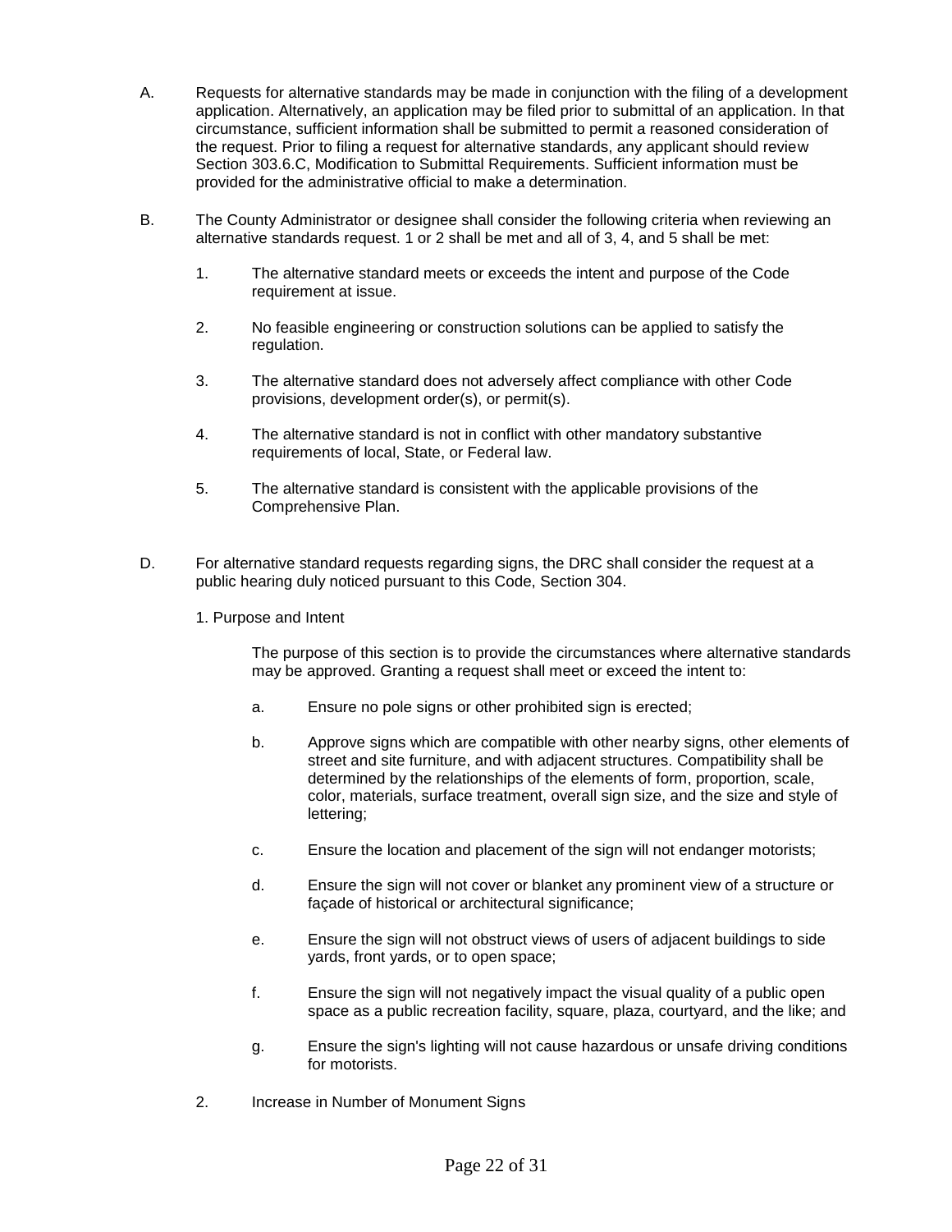A. Requests for alternative standards may be made in conjunction with the filing of a development application. Alternatively, an application may be filed prior to submittal of an application. In that circumstance, sufficient information shall be submitted to permit a reasoned consideration of the request. Prior to filing a request for alternative standards, any applicant should review Section 303.6.C, Modification to Submittal Requirements. Sufficient information must be provided for the administrative official to make a determination.

B. The County Administrator or designee shall consider the following criteria when reviewing an alternative standards request. 1 or 2 shall be met and all of 3, 4, and 5 shall be met:

   1. The alternative standard meets or exceeds the intent and purpose of the Code requirement at issue.

   2. No feasible engineering or construction solutions can be applied to satisfy the regulation.

   3. The alternative standard does not adversely affect compliance with other Code provisions, development order(s), or permit(s).

   4. The alternative standard is not in conflict with other mandatory substantive requirements of local, State, or Federal law.

   5. The alternative standard is consistent with the applicable provisions of the Comprehensive Plan.

D. For alternative standard requests regarding signs, the DRC shall consider the request at a public hearing duly noticed pursuant to this Code, Section 304.

   1. Purpose and Intent

      The purpose of this section is to provide the circumstances where alternative standards may be approved. Granting a request shall meet or exceed the intent to:

      a. Ensure no pole signs or other prohibited sign is erected;

      b. Approve signs which are compatible with other nearby signs, other elements of street and site furniture, and with adjacent structures. Compatibility shall be determined by the relationships of the elements of form, proportion, scale, color, materials, surface treatment, overall sign size, and the size and style of lettering;

      c. Ensure the location and placement of the sign will not endanger motorists;

      d. Ensure the sign will not cover or blanket any prominent view of a structure or façade of historical or architectural significance;

      e. Ensure the sign will not obstruct views of users of adjacent buildings to side yards, front yards, or to open space;

      f. Ensure the sign will not negatively impact the visual quality of a public open space as a public recreation facility, square, plaza, courtyard, and the like; and

      g. Ensure the sign's lighting will not cause hazardous or unsafe driving conditions for motorists.

   2. Increase in Number of Monument Signs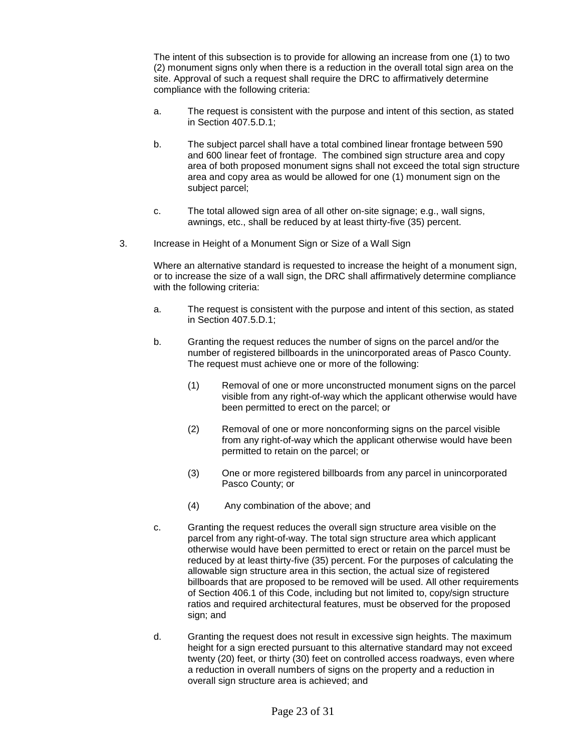The intent of this subsection is to provide for allowing an increase from one (1) to two (2) monument signs only when there is a reduction in the overall total sign area on the site. Approval of such a request shall require the DRC to affirmatively determine compliance with the following criteria:

a. The request is consistent with the purpose and intent of this section, as stated in Section 407.5.D.1;

b. The subject parcel shall have a total combined linear frontage between 590 and 600 linear feet of frontage. The combined sign structure area and copy area of both proposed monument signs shall not exceed the total sign structure area and copy area as would be allowed for one (1) monument sign on the subject parcel;

c. The total allowed sign area of all other on-site signage; e.g., wall signs, awnings, etc., shall be reduced by at least thirty-five (35) percent.

3. Increase in Height of a Monument Sign or Size of a Wall Sign

Where an alternative standard is requested to increase the height of a monument sign, or to increase the size of a wall sign, the DRC shall affirmatively determine compliance with the following criteria:

a. The request is consistent with the purpose and intent of this section, as stated in Section 407.5.D.1;

b. Granting the request reduces the number of signs on the parcel and/or the number of registered billboards in the unincorporated areas of Pasco County. The request must achieve one or more of the following:

   (1) Removal of one or more unconstructed monument signs on the parcel visible from any right-of-way which the applicant otherwise would have been permitted to erect on the parcel; or

   (2) Removal of one or more nonconforming signs on the parcel visible from any right-of-way which the applicant otherwise would have been permitted to retain on the parcel; or

   (3) One or more registered billboards from any parcel in unincorporated Pasco County; or

   (4) Any combination of the above; and

c. Granting the request reduces the overall sign structure area visible on the parcel from any right-of-way. The total sign structure area which applicant otherwise would have been permitted to erect or retain on the parcel must be reduced by at least thirty-five (35) percent. For the purposes of calculating the allowable sign structure area in this section, the actual size of registered billboards that are proposed to be removed will be used. All other requirements of Section 406.1 of this Code, including but not limited to, copy/sign structure ratios and required architectural features, must be observed for the proposed sign; and

d. Granting the request does not result in excessive sign heights. The maximum height for a sign erected pursuant to this alternative standard may not exceed twenty (20) feet, or thirty (30) feet on controlled access roadways, even where a reduction in overall numbers of signs on the property and a reduction in overall sign structure area is achieved; and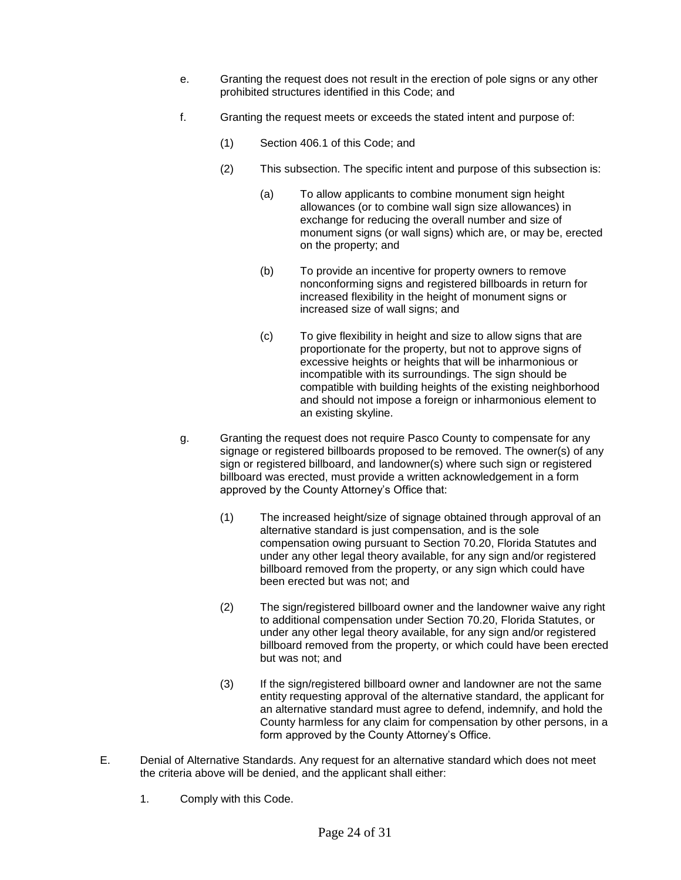e. Granting the request does not result in the erection of pole signs or any other prohibited structures identified in this Code; and

f. Granting the request meets or exceeds the stated intent and purpose of:

(1) Section 406.1 of this Code; and

(2) This subsection. The specific intent and purpose of this subsection is:

(a) To allow applicants to combine monument sign height allowances (or to combine wall sign size allowances) in exchange for reducing the overall number and size of monument signs (or wall signs) which are, or may be, erected on the property; and

(b) To provide an incentive for property owners to remove nonconforming signs and registered billboards in return for increased flexibility in the height of monument signs or increased size of wall signs; and

(c) To give flexibility in height and size to allow signs that are proportionate for the property, but not to approve signs of excessive heights or heights that will be inharmonious or incompatible with its surroundings. The sign should be compatible with building heights of the existing neighborhood and should not impose a foreign or inharmonious element to an existing skyline.

g. Granting the request does not require Pasco County to compensate for any signage or registered billboards proposed to be removed. The owner(s) of any sign or registered billboard, and landowner(s) where such sign or registered billboard was erected, must provide a written acknowledgement in a form approved by the County Attorney's Office that:

(1) The increased height/size of signage obtained through approval of an alternative standard is just compensation, and is the sole compensation owing pursuant to Section 70.20, Florida Statutes and under any other legal theory available, for any sign and/or registered billboard removed from the property, or any sign which could have been erected but was not; and

(2) The sign/registered billboard owner and the landowner waive any right to additional compensation under Section 70.20, Florida Statutes, or under any other legal theory available, for any sign and/or registered billboard removed from the property, or which could have been erected but was not; and

(3) If the sign/registered billboard owner and landowner are not the same entity requesting approval of the alternative standard, the applicant for an alternative standard must agree to defend, indemnify, and hold the County harmless for any claim for compensation by other persons, in a form approved by the County Attorney's Office.

E. Denial of Alternative Standards. Any request for an alternative standard which does not meet the criteria above will be denied, and the applicant shall either:

1. Comply with this Code.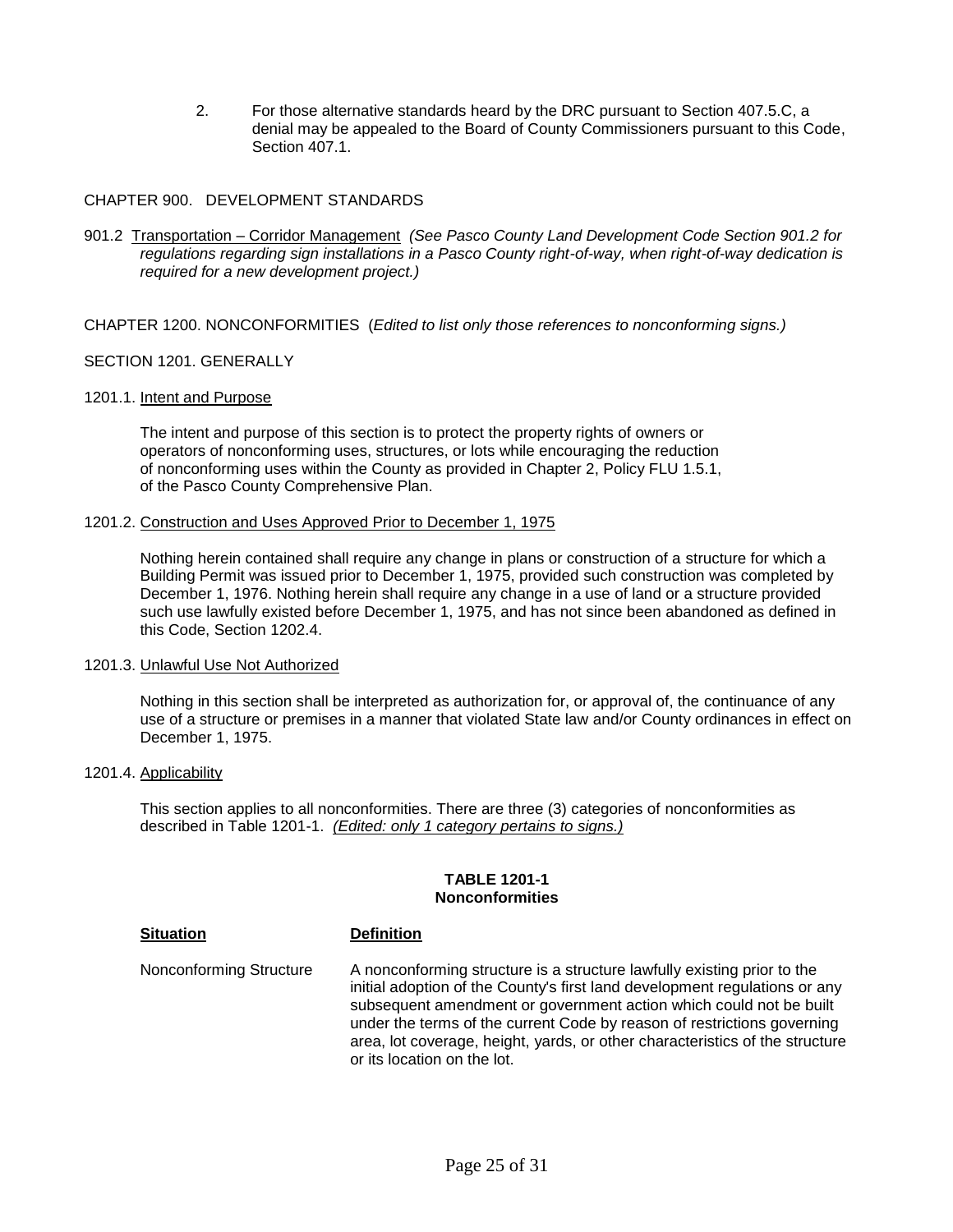2. For those alternative standards heard by the DRC pursuant to Section 407.5.C, a denial may be appealed to the Board of County Commissioners pursuant to this Code, Section 407.1.

## CHAPTER 900. DEVELOPMENT STANDARDS

901.2 <u>Transportation – Corridor Management</u> *(See Pasco County Land Development Code Section 901.2 for regulations regarding sign installations in a Pasco County right-of-way, when right-of-way dedication is required for a new development project.)*

## CHAPTER 1200. NONCONFORMITIES (*Edited to list only those references to nonconforming signs.)*

### SECTION 1201. GENERALLY

1201.1. <u>Intent and Purpose</u>

The intent and purpose of this section is to protect the property rights of owners or operators of nonconforming uses, structures, or lots while encouraging the reduction of nonconforming uses within the County as provided in Chapter 2, Policy FLU 1.5.1, of the Pasco County Comprehensive Plan.

1201.2. <u>Construction and Uses Approved Prior to December 1, 1975</u>

Nothing herein contained shall require any change in plans or construction of a structure for which a Building Permit was issued prior to December 1, 1975, provided such construction was completed by December 1, 1976. Nothing herein shall require any change in a use of land or a structure provided such use lawfully existed before December 1, 1975, and has not since been abandoned as defined in this Code, Section 1202.4.

1201.3. <u>Unlawful Use Not Authorized</u>

Nothing in this section shall be interpreted as authorization for, or approval of, the continuance of any use of a structure or premises in a manner that violated State law and/or County ordinances in effect on December 1, 1975.

1201.4. <u>Applicability</u>

This section applies to all nonconformities. There are three (3) categories of nonconformities as described in Table 1201-1. *<u>(Edited: only 1 category pertains to signs.)</u>*

**TABLE 1201-1**
**Nonconformities**

| Situation | Definition |
|---|---|
| Nonconforming Structure | A nonconforming structure is a structure lawfully existing prior to the initial adoption of the County's first land development regulations or any subsequent amendment or government action which could not be built under the terms of the current Code by reason of restrictions governing area, lot coverage, height, yards, or other characteristics of the structure or its location on the lot. |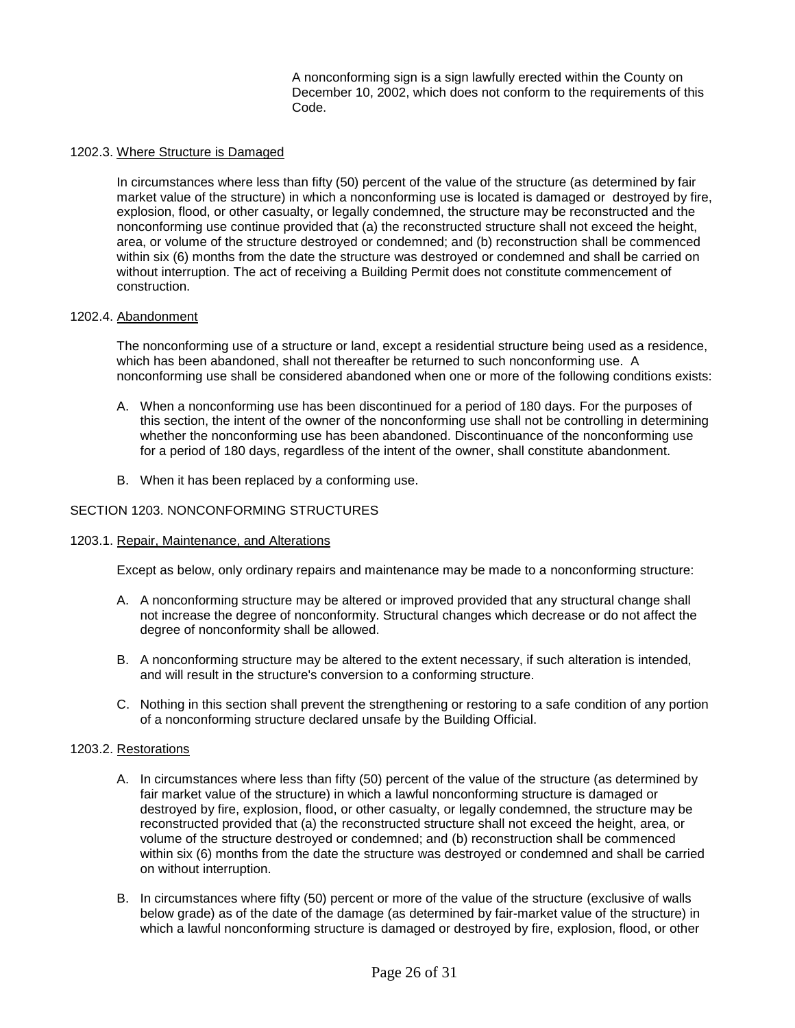A nonconforming sign is a sign lawfully erected within the County on December 10, 2002, which does not conform to the requirements of this Code.

1202.3. Where Structure is Damaged

In circumstances where less than fifty (50) percent of the value of the structure (as determined by fair market value of the structure) in which a nonconforming use is located is damaged or destroyed by fire, explosion, flood, or other casualty, or legally condemned, the structure may be reconstructed and the nonconforming use continue provided that (a) the reconstructed structure shall not exceed the height, area, or volume of the structure destroyed or condemned; and (b) reconstruction shall be commenced within six (6) months from the date the structure was destroyed or condemned and shall be carried on without interruption. The act of receiving a Building Permit does not constitute commencement of construction.

1202.4. Abandonment

The nonconforming use of a structure or land, except a residential structure being used as a residence, which has been abandoned, shall not thereafter be returned to such nonconforming use. A nonconforming use shall be considered abandoned when one or more of the following conditions exists:

A. When a nonconforming use has been discontinued for a period of 180 days. For the purposes of this section, the intent of the owner of the nonconforming use shall not be controlling in determining whether the nonconforming use has been abandoned. Discontinuance of the nonconforming use for a period of 180 days, regardless of the intent of the owner, shall constitute abandonment.

B. When it has been replaced by a conforming use.

SECTION 1203. NONCONFORMING STRUCTURES

1203.1. Repair, Maintenance, and Alterations

Except as below, only ordinary repairs and maintenance may be made to a nonconforming structure:

A. A nonconforming structure may be altered or improved provided that any structural change shall not increase the degree of nonconformity. Structural changes which decrease or do not affect the degree of nonconformity shall be allowed.

B. A nonconforming structure may be altered to the extent necessary, if such alteration is intended, and will result in the structure's conversion to a conforming structure.

C. Nothing in this section shall prevent the strengthening or restoring to a safe condition of any portion of a nonconforming structure declared unsafe by the Building Official.

1203.2. Restorations

A. In circumstances where less than fifty (50) percent of the value of the structure (as determined by fair market value of the structure) in which a lawful nonconforming structure is damaged or destroyed by fire, explosion, flood, or other casualty, or legally condemned, the structure may be reconstructed provided that (a) the reconstructed structure shall not exceed the height, area, or volume of the structure destroyed or condemned; and (b) reconstruction shall be commenced within six (6) months from the date the structure was destroyed or condemned and shall be carried on without interruption.

B. In circumstances where fifty (50) percent or more of the value of the structure (exclusive of walls below grade) as of the date of the damage (as determined by fair-market value of the structure) in which a lawful nonconforming structure is damaged or destroyed by fire, explosion, flood, or other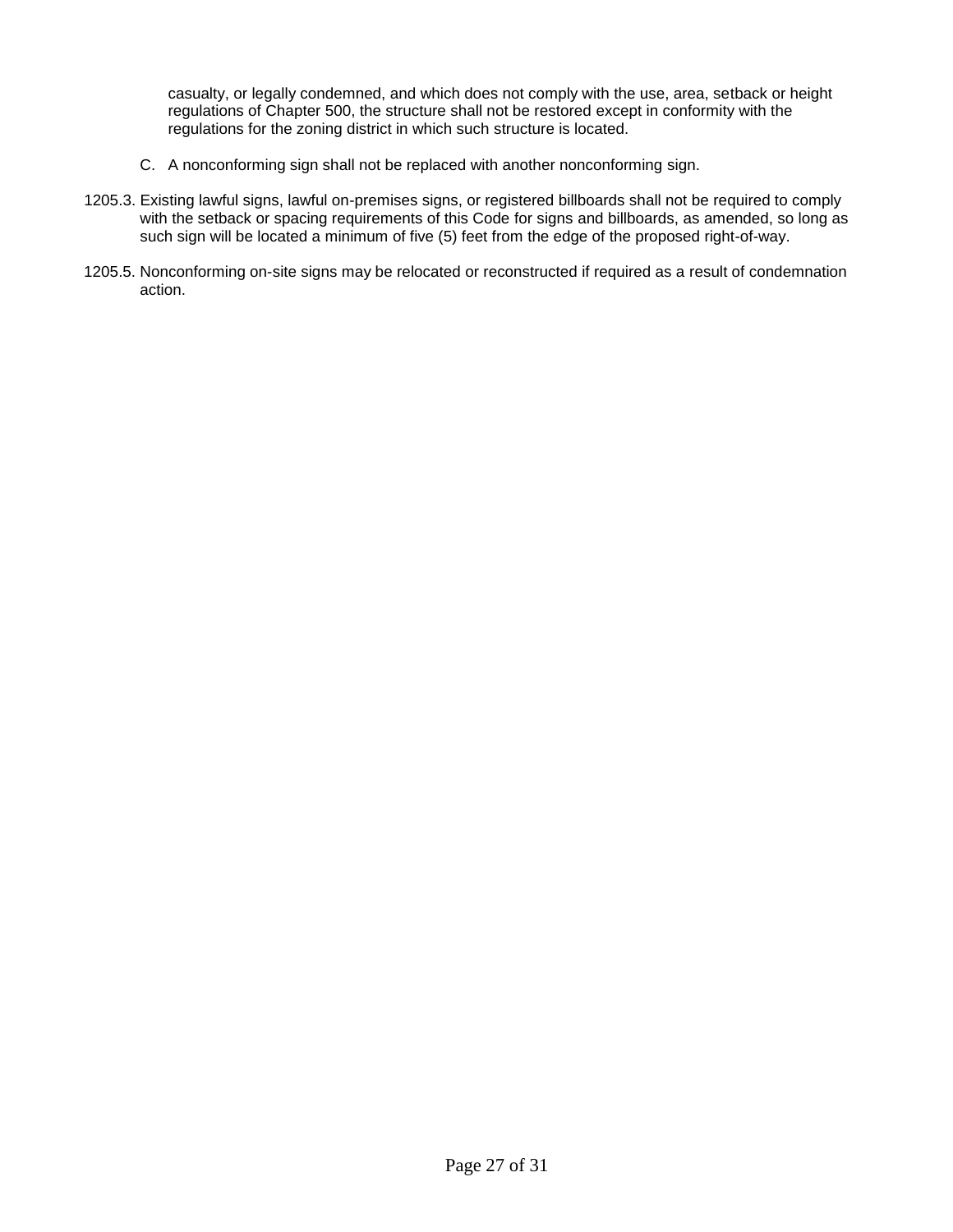casualty, or legally condemned, and which does not comply with the use, area, setback or height regulations of Chapter 500, the structure shall not be restored except in conformity with the regulations for the zoning district in which such structure is located.

C. A nonconforming sign shall not be replaced with another nonconforming sign.

1205.3. Existing lawful signs, lawful on-premises signs, or registered billboards shall not be required to comply with the setback or spacing requirements of this Code for signs and billboards, as amended, so long as such sign will be located a minimum of five (5) feet from the edge of the proposed right-of-way.

1205.5. Nonconforming on-site signs may be relocated or reconstructed if required as a result of condemnation action.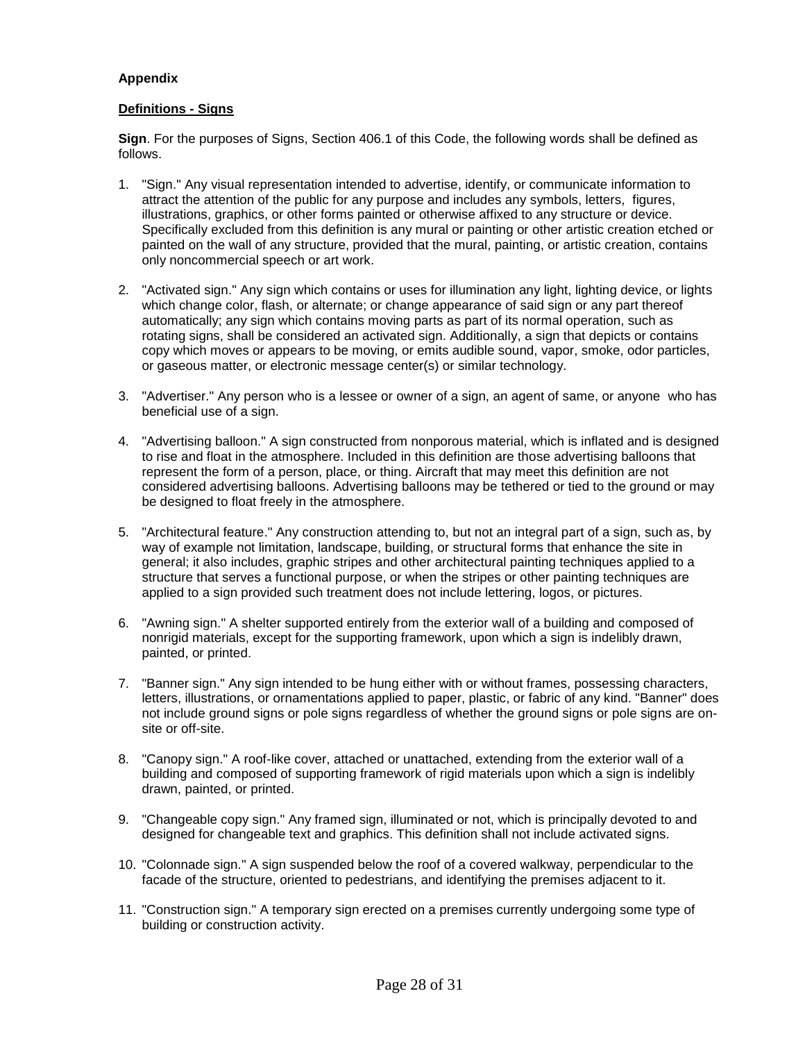**Appendix**

**Definitions - Signs**

**Sign**. For the purposes of Signs, Section 406.1 of this Code, the following words shall be defined as follows.

1. "Sign." Any visual representation intended to advertise, identify, or communicate information to attract the attention of the public for any purpose and includes any symbols, letters, figures, illustrations, graphics, or other forms painted or otherwise affixed to any structure or device. Specifically excluded from this definition is any mural or painting or other artistic creation etched or painted on the wall of any structure, provided that the mural, painting, or artistic creation, contains only noncommercial speech or art work.

2. "Activated sign." Any sign which contains or uses for illumination any light, lighting device, or lights which change color, flash, or alternate; or change appearance of said sign or any part thereof automatically; any sign which contains moving parts as part of its normal operation, such as rotating signs, shall be considered an activated sign. Additionally, a sign that depicts or contains copy which moves or appears to be moving, or emits audible sound, vapor, smoke, odor particles, or gaseous matter, or electronic message center(s) or similar technology.

3. "Advertiser." Any person who is a lessee or owner of a sign, an agent of same, or anyone who has beneficial use of a sign.

4. "Advertising balloon." A sign constructed from nonporous material, which is inflated and is designed to rise and float in the atmosphere. Included in this definition are those advertising balloons that represent the form of a person, place, or thing. Aircraft that may meet this definition are not considered advertising balloons. Advertising balloons may be tethered or tied to the ground or may be designed to float freely in the atmosphere.

5. "Architectural feature." Any construction attending to, but not an integral part of a sign, such as, by way of example not limitation, landscape, building, or structural forms that enhance the site in general; it also includes, graphic stripes and other architectural painting techniques applied to a structure that serves a functional purpose, or when the stripes or other painting techniques are applied to a sign provided such treatment does not include lettering, logos, or pictures.

6. "Awning sign." A shelter supported entirely from the exterior wall of a building and composed of nonrigid materials, except for the supporting framework, upon which a sign is indelibly drawn, painted, or printed.

7. "Banner sign." Any sign intended to be hung either with or without frames, possessing characters, letters, illustrations, or ornamentations applied to paper, plastic, or fabric of any kind. "Banner" does not include ground signs or pole signs regardless of whether the ground signs or pole signs are on-site or off-site.

8. "Canopy sign." A roof-like cover, attached or unattached, extending from the exterior wall of a building and composed of supporting framework of rigid materials upon which a sign is indelibly drawn, painted, or printed.

9. "Changeable copy sign." Any framed sign, illuminated or not, which is principally devoted to and designed for changeable text and graphics. This definition shall not include activated signs.

10. "Colonnade sign." A sign suspended below the roof of a covered walkway, perpendicular to the facade of the structure, oriented to pedestrians, and identifying the premises adjacent to it.

11. "Construction sign." A temporary sign erected on a premises currently undergoing some type of building or construction activity.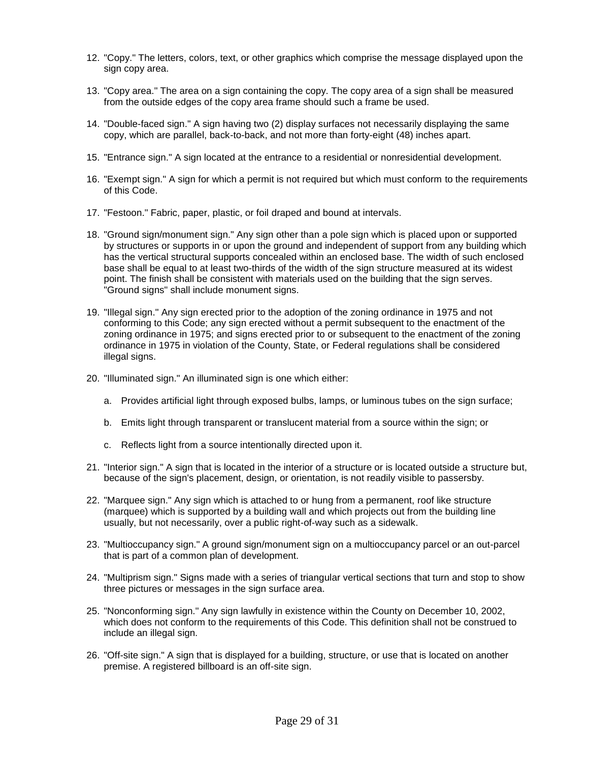12. "Copy." The letters, colors, text, or other graphics which comprise the message displayed upon the sign copy area.

13. "Copy area." The area on a sign containing the copy. The copy area of a sign shall be measured from the outside edges of the copy area frame should such a frame be used.

14. "Double-faced sign." A sign having two (2) display surfaces not necessarily displaying the same copy, which are parallel, back-to-back, and not more than forty-eight (48) inches apart.

15. "Entrance sign." A sign located at the entrance to a residential or nonresidential development.

16. "Exempt sign." A sign for which a permit is not required but which must conform to the requirements of this Code.

17. "Festoon." Fabric, paper, plastic, or foil draped and bound at intervals.

18. "Ground sign/monument sign." Any sign other than a pole sign which is placed upon or supported by structures or supports in or upon the ground and independent of support from any building which has the vertical structural supports concealed within an enclosed base. The width of such enclosed base shall be equal to at least two-thirds of the width of the sign structure measured at its widest point. The finish shall be consistent with materials used on the building that the sign serves. "Ground signs" shall include monument signs.

19. "Illegal sign." Any sign erected prior to the adoption of the zoning ordinance in 1975 and not conforming to this Code; any sign erected without a permit subsequent to the enactment of the zoning ordinance in 1975; and signs erected prior to or subsequent to the enactment of the zoning ordinance in 1975 in violation of the County, State, or Federal regulations shall be considered illegal signs.

20. "Illuminated sign." An illuminated sign is one which either:

    a. Provides artificial light through exposed bulbs, lamps, or luminous tubes on the sign surface;

    b. Emits light through transparent or translucent material from a source within the sign; or

    c. Reflects light from a source intentionally directed upon it.

21. "Interior sign." A sign that is located in the interior of a structure or is located outside a structure but, because of the sign's placement, design, or orientation, is not readily visible to passersby.

22. "Marquee sign." Any sign which is attached to or hung from a permanent, roof like structure (marquee) which is supported by a building wall and which projects out from the building line usually, but not necessarily, over a public right-of-way such as a sidewalk.

23. "Multioccupancy sign." A ground sign/monument sign on a multioccupancy parcel or an out-parcel that is part of a common plan of development.

24. "Multiprism sign." Signs made with a series of triangular vertical sections that turn and stop to show three pictures or messages in the sign surface area.

25. "Nonconforming sign." Any sign lawfully in existence within the County on December 10, 2002, which does not conform to the requirements of this Code. This definition shall not be construed to include an illegal sign.

26. "Off-site sign." A sign that is displayed for a building, structure, or use that is located on another premise. A registered billboard is an off-site sign.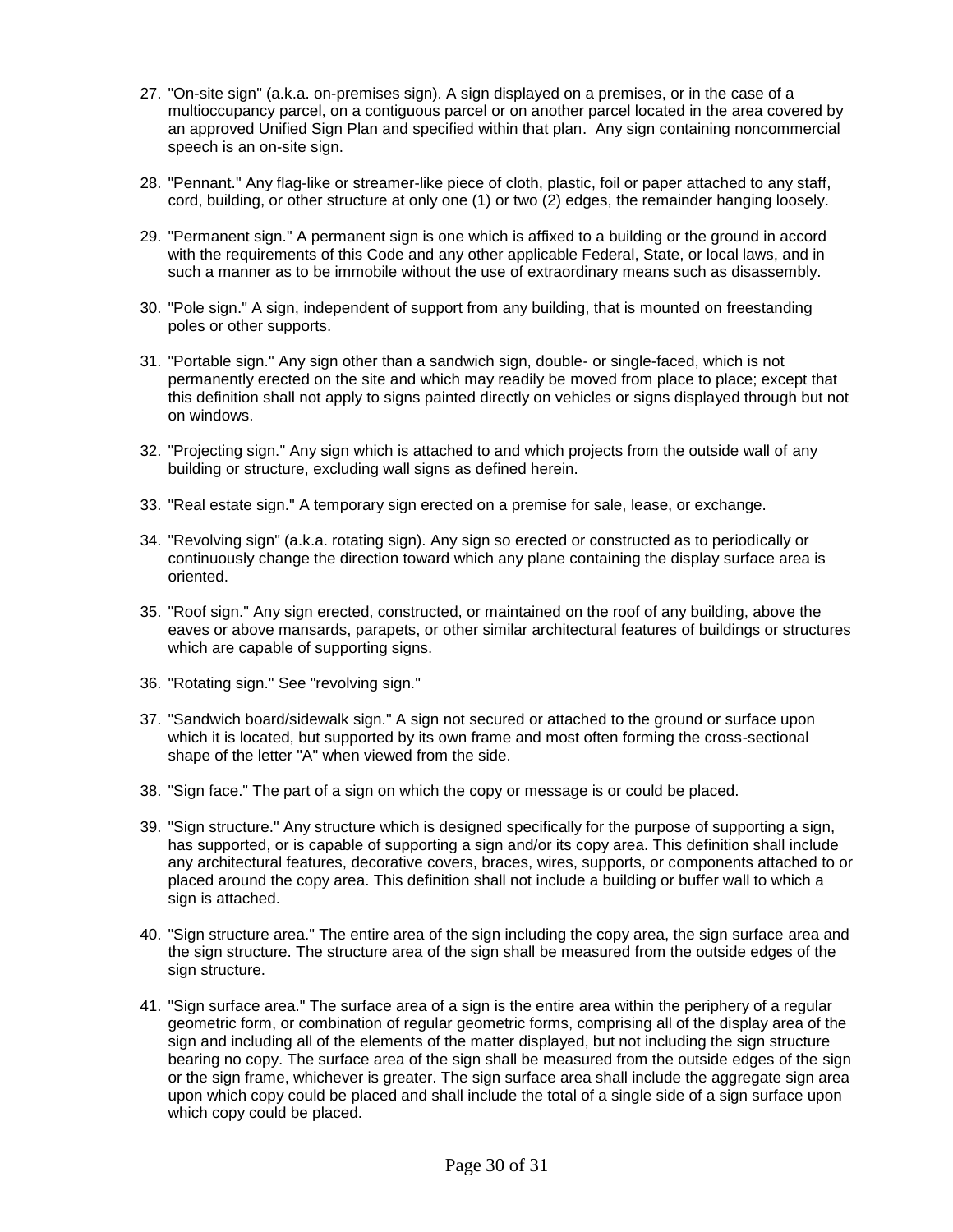27. "On-site sign" (a.k.a. on-premises sign). A sign displayed on a premises, or in the case of a multioccupancy parcel, on a contiguous parcel or on another parcel located in the area covered by an approved Unified Sign Plan and specified within that plan. Any sign containing noncommercial speech is an on-site sign.

28. "Pennant." Any flag-like or streamer-like piece of cloth, plastic, foil or paper attached to any staff, cord, building, or other structure at only one (1) or two (2) edges, the remainder hanging loosely.

29. "Permanent sign." A permanent sign is one which is affixed to a building or the ground in accord with the requirements of this Code and any other applicable Federal, State, or local laws, and in such a manner as to be immobile without the use of extraordinary means such as disassembly.

30. "Pole sign." A sign, independent of support from any building, that is mounted on freestanding poles or other supports.

31. "Portable sign." Any sign other than a sandwich sign, double- or single-faced, which is not permanently erected on the site and which may readily be moved from place to place; except that this definition shall not apply to signs painted directly on vehicles or signs displayed through but not on windows.

32. "Projecting sign." Any sign which is attached to and which projects from the outside wall of any building or structure, excluding wall signs as defined herein.

33. "Real estate sign." A temporary sign erected on a premise for sale, lease, or exchange.

34. "Revolving sign" (a.k.a. rotating sign). Any sign so erected or constructed as to periodically or continuously change the direction toward which any plane containing the display surface area is oriented.

35. "Roof sign." Any sign erected, constructed, or maintained on the roof of any building, above the eaves or above mansards, parapets, or other similar architectural features of buildings or structures which are capable of supporting signs.

36. "Rotating sign." See "revolving sign."

37. "Sandwich board/sidewalk sign." A sign not secured or attached to the ground or surface upon which it is located, but supported by its own frame and most often forming the cross-sectional shape of the letter "A" when viewed from the side.

38. "Sign face." The part of a sign on which the copy or message is or could be placed.

39. "Sign structure." Any structure which is designed specifically for the purpose of supporting a sign, has supported, or is capable of supporting a sign and/or its copy area. This definition shall include any architectural features, decorative covers, braces, wires, supports, or components attached to or placed around the copy area. This definition shall not include a building or buffer wall to which a sign is attached.

40. "Sign structure area." The entire area of the sign including the copy area, the sign surface area and the sign structure. The structure area of the sign shall be measured from the outside edges of the sign structure.

41. "Sign surface area." The surface area of a sign is the entire area within the periphery of a regular geometric form, or combination of regular geometric forms, comprising all of the display area of the sign and including all of the elements of the matter displayed, but not including the sign structure bearing no copy. The surface area of the sign shall be measured from the outside edges of the sign or the sign frame, whichever is greater. The sign surface area shall include the aggregate sign area upon which copy could be placed and shall include the total of a single side of a sign surface upon which copy could be placed.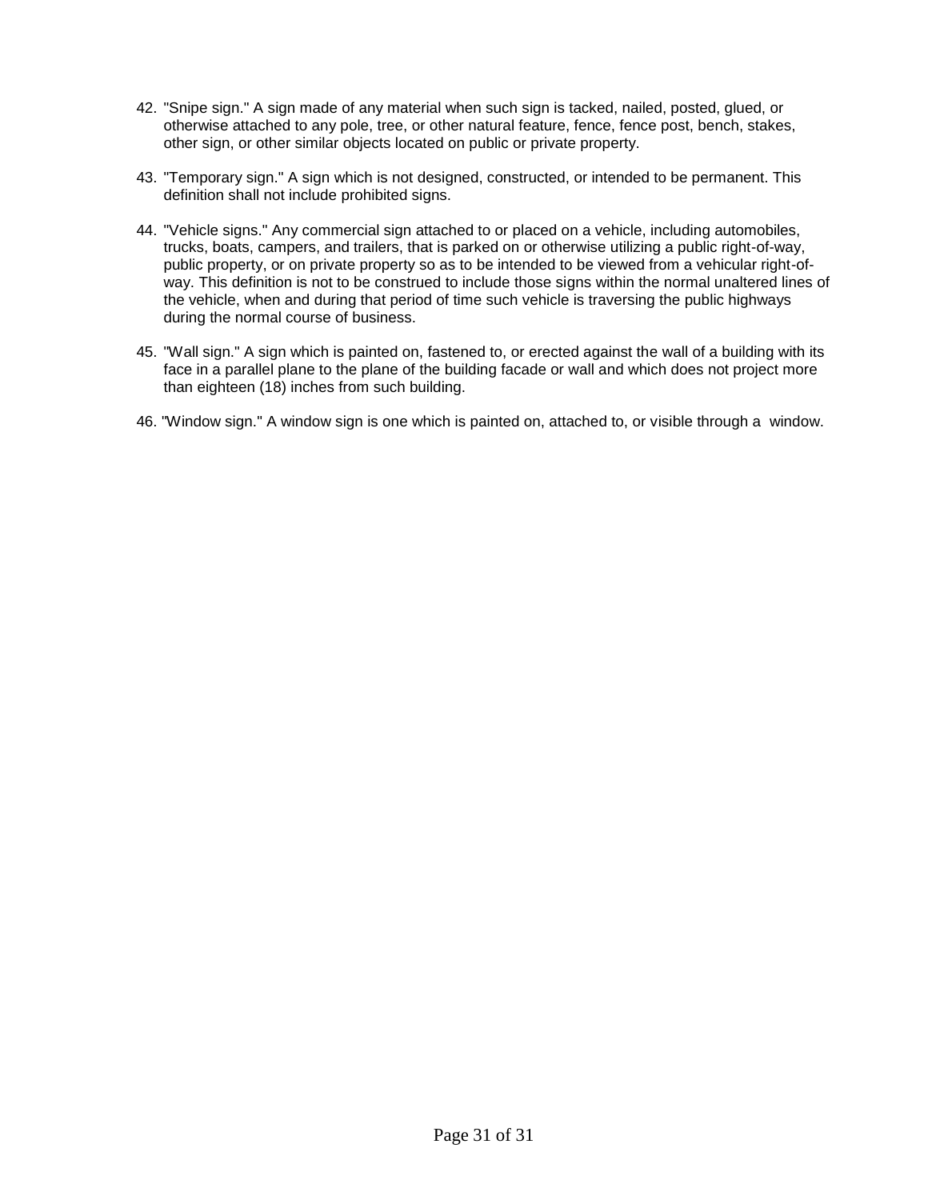42. "Snipe sign." A sign made of any material when such sign is tacked, nailed, posted, glued, or otherwise attached to any pole, tree, or other natural feature, fence, fence post, bench, stakes, other sign, or other similar objects located on public or private property.

43. "Temporary sign." A sign which is not designed, constructed, or intended to be permanent. This definition shall not include prohibited signs.

44. "Vehicle signs." Any commercial sign attached to or placed on a vehicle, including automobiles, trucks, boats, campers, and trailers, that is parked on or otherwise utilizing a public right-of-way, public property, or on private property so as to be intended to be viewed from a vehicular right-of-way. This definition is not to be construed to include those signs within the normal unaltered lines of the vehicle, when and during that period of time such vehicle is traversing the public highways during the normal course of business.

45. "Wall sign." A sign which is painted on, fastened to, or erected against the wall of a building with its face in a parallel plane to the plane of the building facade or wall and which does not project more than eighteen (18) inches from such building.

46. "Window sign." A window sign is one which is painted on, attached to, or visible through a window.